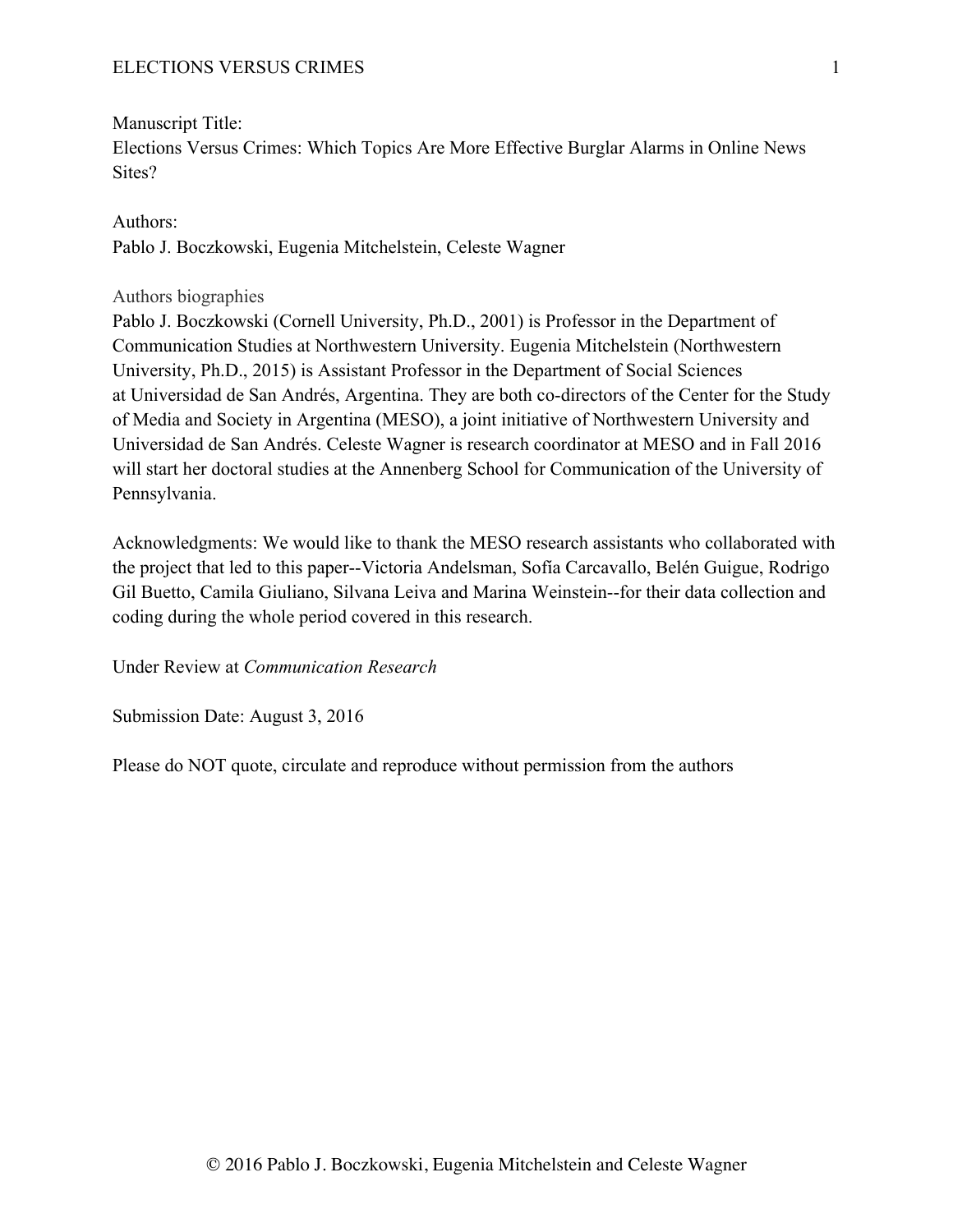Manuscript Title:
Elections Versus Crimes: Which Topics Are More Effective Burglar Alarms in Online News Sites?

Authors:
Pablo J. Boczkowski, Eugenia Mitchelstein, Celeste Wagner

Authors biographies
Pablo J. Boczkowski (Cornell University, Ph.D., 2001) is Professor in the Department of Communication Studies at Northwestern University. Eugenia Mitchelstein (Northwestern University, Ph.D., 2015) is Assistant Professor in the Department of Social Sciences at Universidad de San Andrés, Argentina. They are both co-directors of the Center for the Study of Media and Society in Argentina (MESO), a joint initiative of Northwestern University and Universidad de San Andrés. Celeste Wagner is research coordinator at MESO and in Fall 2016 will start her doctoral studies at the Annenberg School for Communication of the University of Pennsylvania.

Acknowledgments: We would like to thank the MESO research assistants who collaborated with the project that led to this paper--Victoria Andelsman, Sofía Carcavallo, Belén Guigue, Rodrigo Gil Buetto, Camila Giuliano, Silvana Leiva and Marina Weinstein--for their data collection and coding during the whole period covered in this research.

Under Review at *Communication Research*

Submission Date: August 3, 2016

Please do NOT quote, circulate and reproduce without permission from the authors

© 2016 Pablo J. Boczkowski, Eugenia Mitchelstein and Celeste Wagner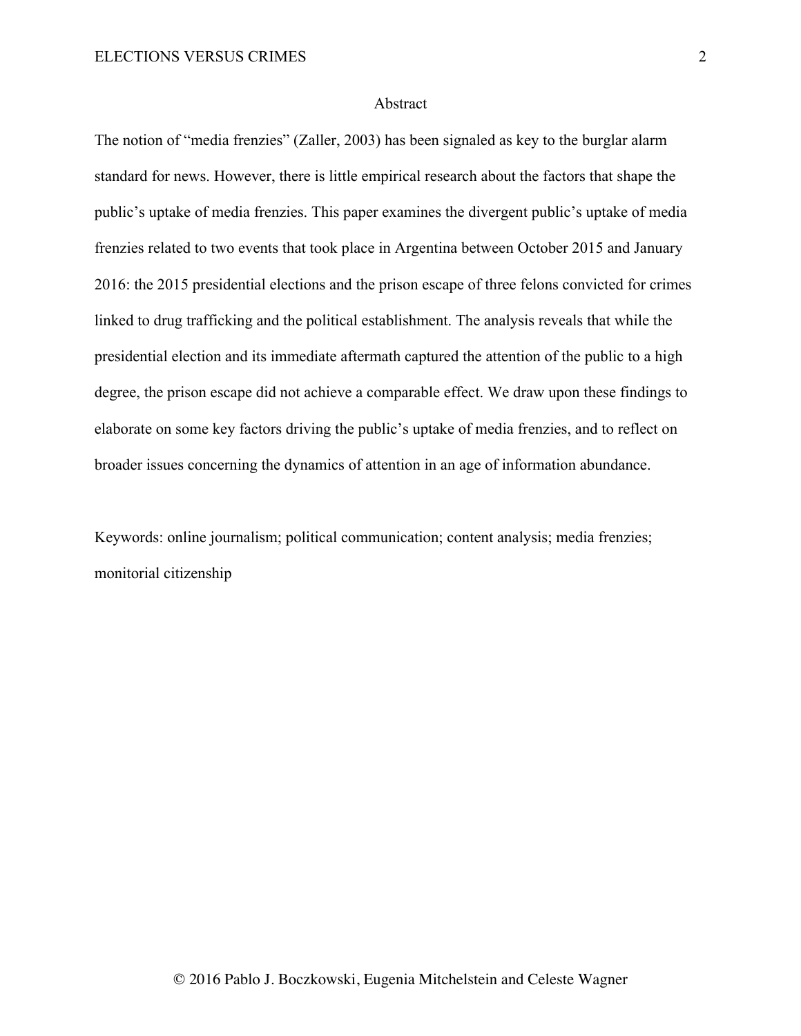## Abstract

The notion of "media frenzies" (Zaller, 2003) has been signaled as key to the burglar alarm standard for news. However, there is little empirical research about the factors that shape the public's uptake of media frenzies. This paper examines the divergent public's uptake of media frenzies related to two events that took place in Argentina between October 2015 and January 2016: the 2015 presidential elections and the prison escape of three felons convicted for crimes linked to drug trafficking and the political establishment. The analysis reveals that while the presidential election and its immediate aftermath captured the attention of the public to a high degree, the prison escape did not achieve a comparable effect. We draw upon these findings to elaborate on some key factors driving the public's uptake of media frenzies, and to reflect on broader issues concerning the dynamics of attention in an age of information abundance.

Keywords: online journalism; political communication; content analysis; media frenzies; monitorial citizenship

© 2016 Pablo J. Boczkowski, Eugenia Mitchelstein and Celeste Wagner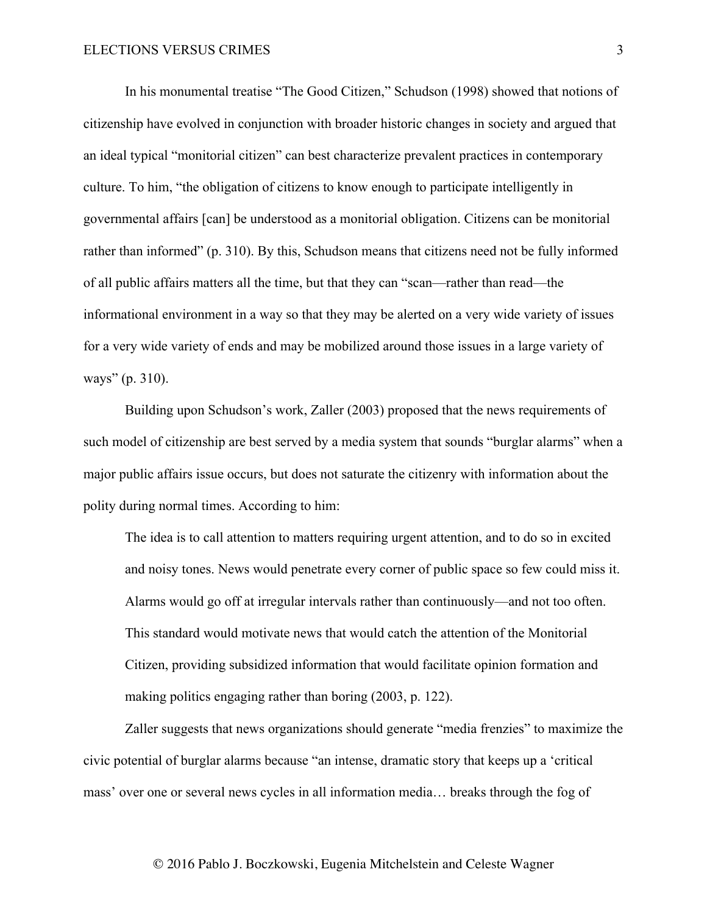In his monumental treatise "The Good Citizen," Schudson (1998) showed that notions of citizenship have evolved in conjunction with broader historic changes in society and argued that an ideal typical "monitorial citizen" can best characterize prevalent practices in contemporary culture. To him, "the obligation of citizens to know enough to participate intelligently in governmental affairs [can] be understood as a monitorial obligation. Citizens can be monitorial rather than informed" (p. 310). By this, Schudson means that citizens need not be fully informed of all public affairs matters all the time, but that they can "scan—rather than read—the informational environment in a way so that they may be alerted on a very wide variety of issues for a very wide variety of ends and may be mobilized around those issues in a large variety of ways" (p. 310).

Building upon Schudson's work, Zaller (2003) proposed that the news requirements of such model of citizenship are best served by a media system that sounds "burglar alarms" when a major public affairs issue occurs, but does not saturate the citizenry with information about the polity during normal times. According to him:

> The idea is to call attention to matters requiring urgent attention, and to do so in excited and noisy tones. News would penetrate every corner of public space so few could miss it. Alarms would go off at irregular intervals rather than continuously—and not too often. This standard would motivate news that would catch the attention of the Monitorial Citizen, providing subsidized information that would facilitate opinion formation and making politics engaging rather than boring (2003, p. 122).

Zaller suggests that news organizations should generate "media frenzies" to maximize the civic potential of burglar alarms because "an intense, dramatic story that keeps up a 'critical mass' over one or several news cycles in all information media… breaks through the fog of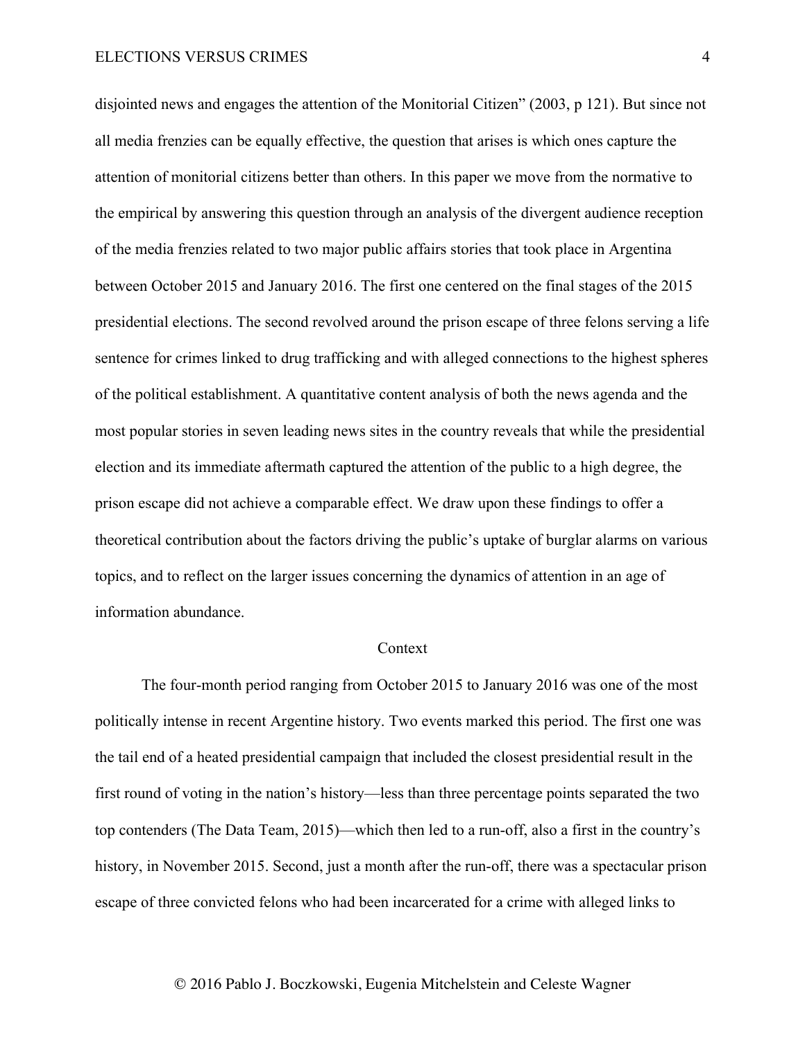disjointed news and engages the attention of the Monitorial Citizen" (2003, p 121). But since not all media frenzies can be equally effective, the question that arises is which ones capture the attention of monitorial citizens better than others. In this paper we move from the normative to the empirical by answering this question through an analysis of the divergent audience reception of the media frenzies related to two major public affairs stories that took place in Argentina between October 2015 and January 2016. The first one centered on the final stages of the 2015 presidential elections. The second revolved around the prison escape of three felons serving a life sentence for crimes linked to drug trafficking and with alleged connections to the highest spheres of the political establishment. A quantitative content analysis of both the news agenda and the most popular stories in seven leading news sites in the country reveals that while the presidential election and its immediate aftermath captured the attention of the public to a high degree, the prison escape did not achieve a comparable effect. We draw upon these findings to offer a theoretical contribution about the factors driving the public's uptake of burglar alarms on various topics, and to reflect on the larger issues concerning the dynamics of attention in an age of information abundance.

## Context

The four-month period ranging from October 2015 to January 2016 was one of the most politically intense in recent Argentine history. Two events marked this period. The first one was the tail end of a heated presidential campaign that included the closest presidential result in the first round of voting in the nation's history—less than three percentage points separated the two top contenders (The Data Team, 2015)—which then led to a run-off, also a first in the country's history, in November 2015. Second, just a month after the run-off, there was a spectacular prison escape of three convicted felons who had been incarcerated for a crime with alleged links to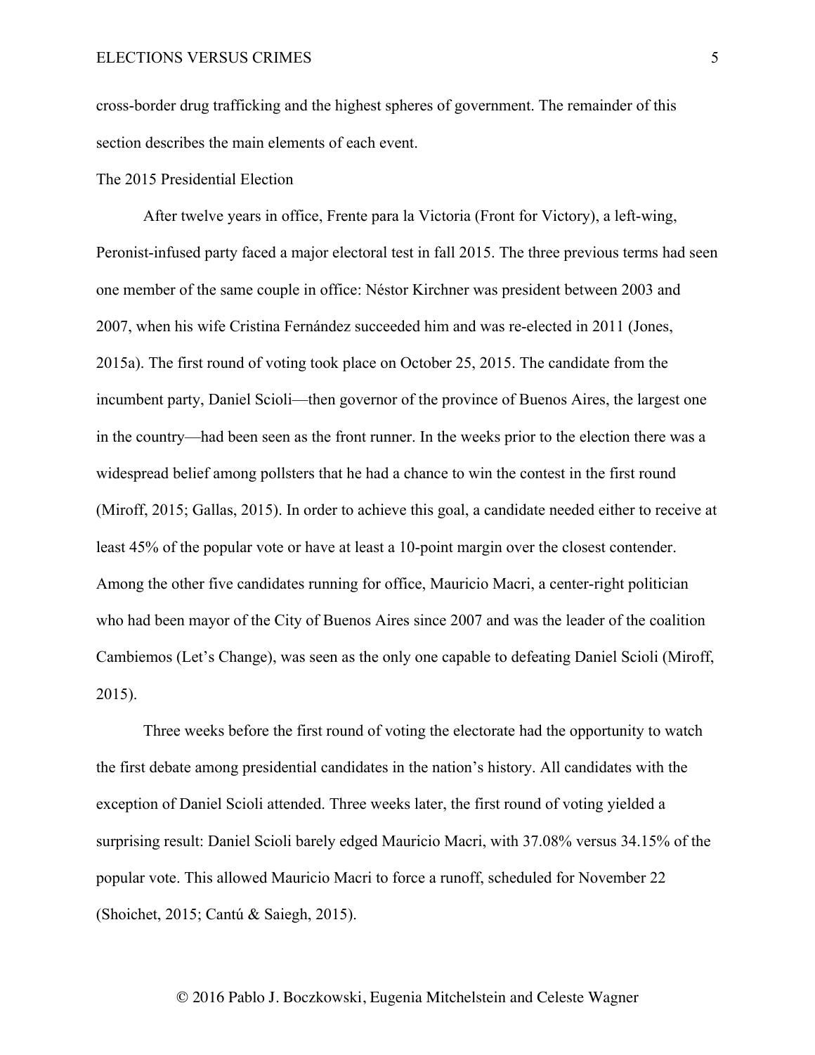cross-border drug trafficking and the highest spheres of government. The remainder of this section describes the main elements of each event.

## The 2015 Presidential Election

After twelve years in office, Frente para la Victoria (Front for Victory), a left-wing, Peronist-infused party faced a major electoral test in fall 2015. The three previous terms had seen one member of the same couple in office: Néstor Kirchner was president between 2003 and 2007, when his wife Cristina Fernández succeeded him and was re-elected in 2011 (Jones, 2015a). The first round of voting took place on October 25, 2015. The candidate from the incumbent party, Daniel Scioli—then governor of the province of Buenos Aires, the largest one in the country—had been seen as the front runner. In the weeks prior to the election there was a widespread belief among pollsters that he had a chance to win the contest in the first round (Miroff, 2015; Gallas, 2015). In order to achieve this goal, a candidate needed either to receive at least 45% of the popular vote or have at least a 10-point margin over the closest contender. Among the other five candidates running for office, Mauricio Macri, a center-right politician who had been mayor of the City of Buenos Aires since 2007 and was the leader of the coalition Cambiemos (Let's Change), was seen as the only one capable to defeating Daniel Scioli (Miroff, 2015).

Three weeks before the first round of voting the electorate had the opportunity to watch the first debate among presidential candidates in the nation's history. All candidates with the exception of Daniel Scioli attended. Three weeks later, the first round of voting yielded a surprising result: Daniel Scioli barely edged Mauricio Macri, with 37.08% versus 34.15% of the popular vote. This allowed Mauricio Macri to force a runoff, scheduled for November 22 (Shoichet, 2015; Cantú & Saiegh, 2015).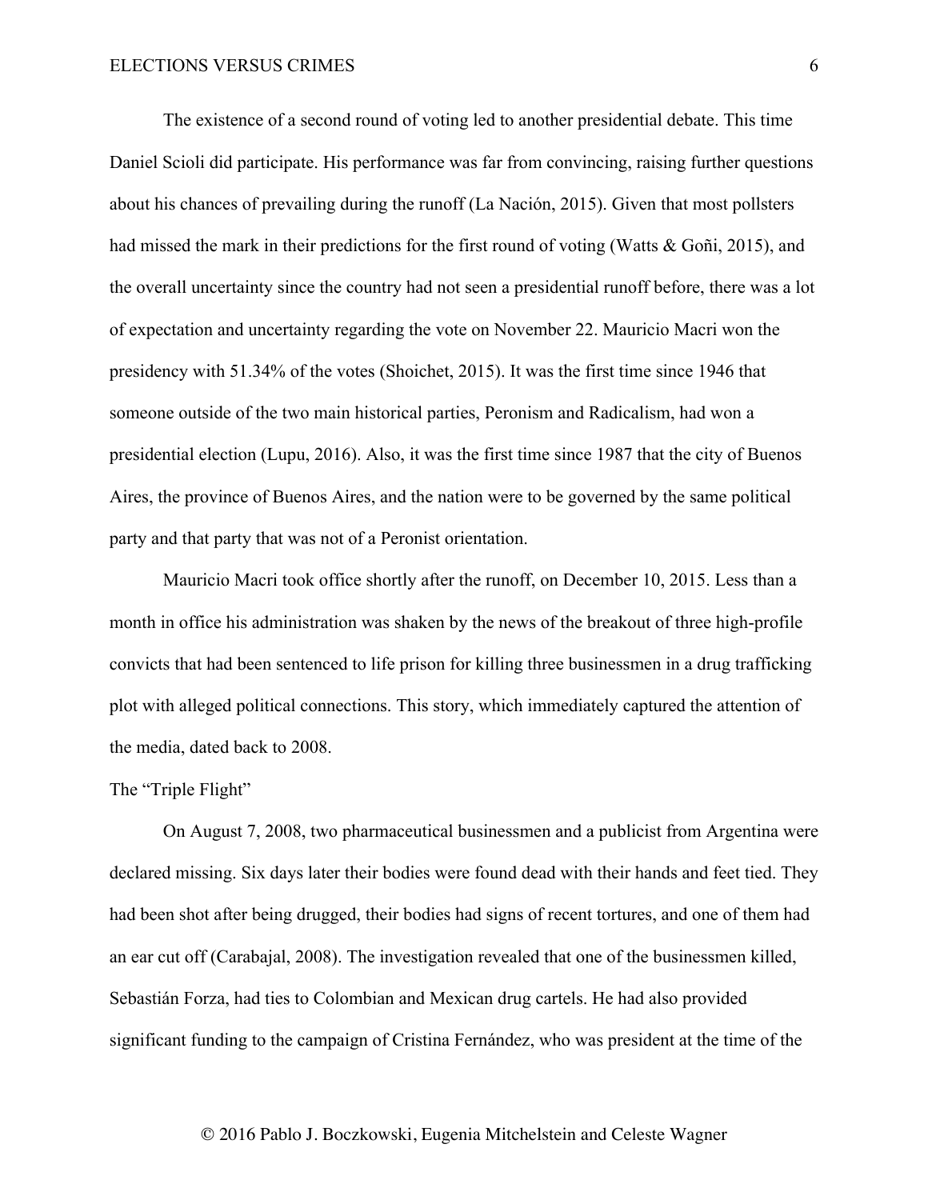The existence of a second round of voting led to another presidential debate. This time Daniel Scioli did participate. His performance was far from convincing, raising further questions about his chances of prevailing during the runoff (La Nación, 2015). Given that most pollsters had missed the mark in their predictions for the first round of voting (Watts & Goñi, 2015), and the overall uncertainty since the country had not seen a presidential runoff before, there was a lot of expectation and uncertainty regarding the vote on November 22. Mauricio Macri won the presidency with 51.34% of the votes (Shoichet, 2015). It was the first time since 1946 that someone outside of the two main historical parties, Peronism and Radicalism, had won a presidential election (Lupu, 2016). Also, it was the first time since 1987 that the city of Buenos Aires, the province of Buenos Aires, and the nation were to be governed by the same political party and that party that was not of a Peronist orientation.

Mauricio Macri took office shortly after the runoff, on December 10, 2015. Less than a month in office his administration was shaken by the news of the breakout of three high-profile convicts that had been sentenced to life prison for killing three businessmen in a drug trafficking plot with alleged political connections. This story, which immediately captured the attention of the media, dated back to 2008.

## The "Triple Flight"

On August 7, 2008, two pharmaceutical businessmen and a publicist from Argentina were declared missing. Six days later their bodies were found dead with their hands and feet tied. They had been shot after being drugged, their bodies had signs of recent tortures, and one of them had an ear cut off (Carabajal, 2008). The investigation revealed that one of the businessmen killed, Sebastián Forza, had ties to Colombian and Mexican drug cartels. He had also provided significant funding to the campaign of Cristina Fernández, who was president at the time of the

© 2016 Pablo J. Boczkowski, Eugenia Mitchelstein and Celeste Wagner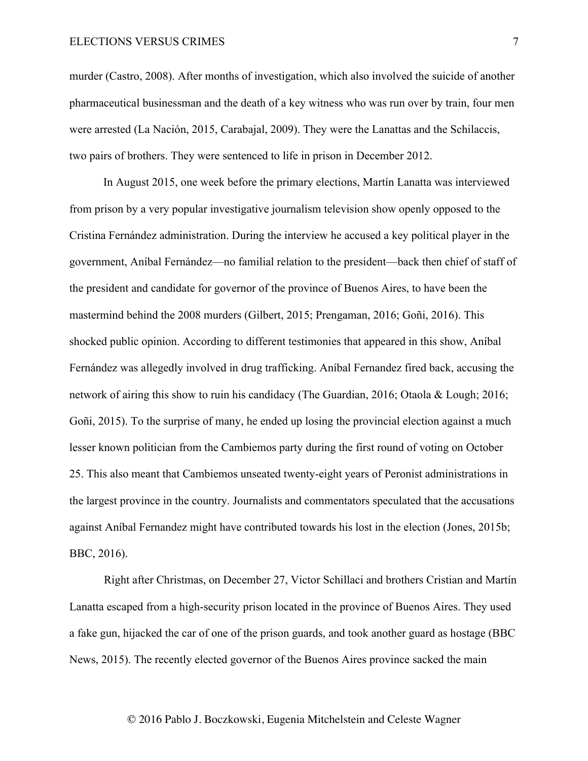murder (Castro, 2008). After months of investigation, which also involved the suicide of another pharmaceutical businessman and the death of a key witness who was run over by train, four men were arrested (La Nación, 2015, Carabajal, 2009). They were the Lanattas and the Schilaccis, two pairs of brothers. They were sentenced to life in prison in December 2012.

In August 2015, one week before the primary elections, Martín Lanatta was interviewed from prison by a very popular investigative journalism television show openly opposed to the Cristina Fernández administration. During the interview he accused a key political player in the government, Aníbal Fernández—no familial relation to the president—back then chief of staff of the president and candidate for governor of the province of Buenos Aires, to have been the mastermind behind the 2008 murders (Gilbert, 2015; Prengaman, 2016; Goñi, 2016). This shocked public opinion. According to different testimonies that appeared in this show, Aníbal Fernández was allegedly involved in drug trafficking. Aníbal Fernandez fired back, accusing the network of airing this show to ruin his candidacy (The Guardian, 2016; Otaola & Lough; 2016; Goñi, 2015). To the surprise of many, he ended up losing the provincial election against a much lesser known politician from the Cambiemos party during the first round of voting on October 25. This also meant that Cambiemos unseated twenty-eight years of Peronist administrations in the largest province in the country. Journalists and commentators speculated that the accusations against Aníbal Fernandez might have contributed towards his lost in the election (Jones, 2015b; BBC, 2016).

Right after Christmas, on December 27, Victor Schillaci and brothers Cristian and Martín Lanatta escaped from a high-security prison located in the province of Buenos Aires. They used a fake gun, hijacked the car of one of the prison guards, and took another guard as hostage (BBC News, 2015). The recently elected governor of the Buenos Aires province sacked the main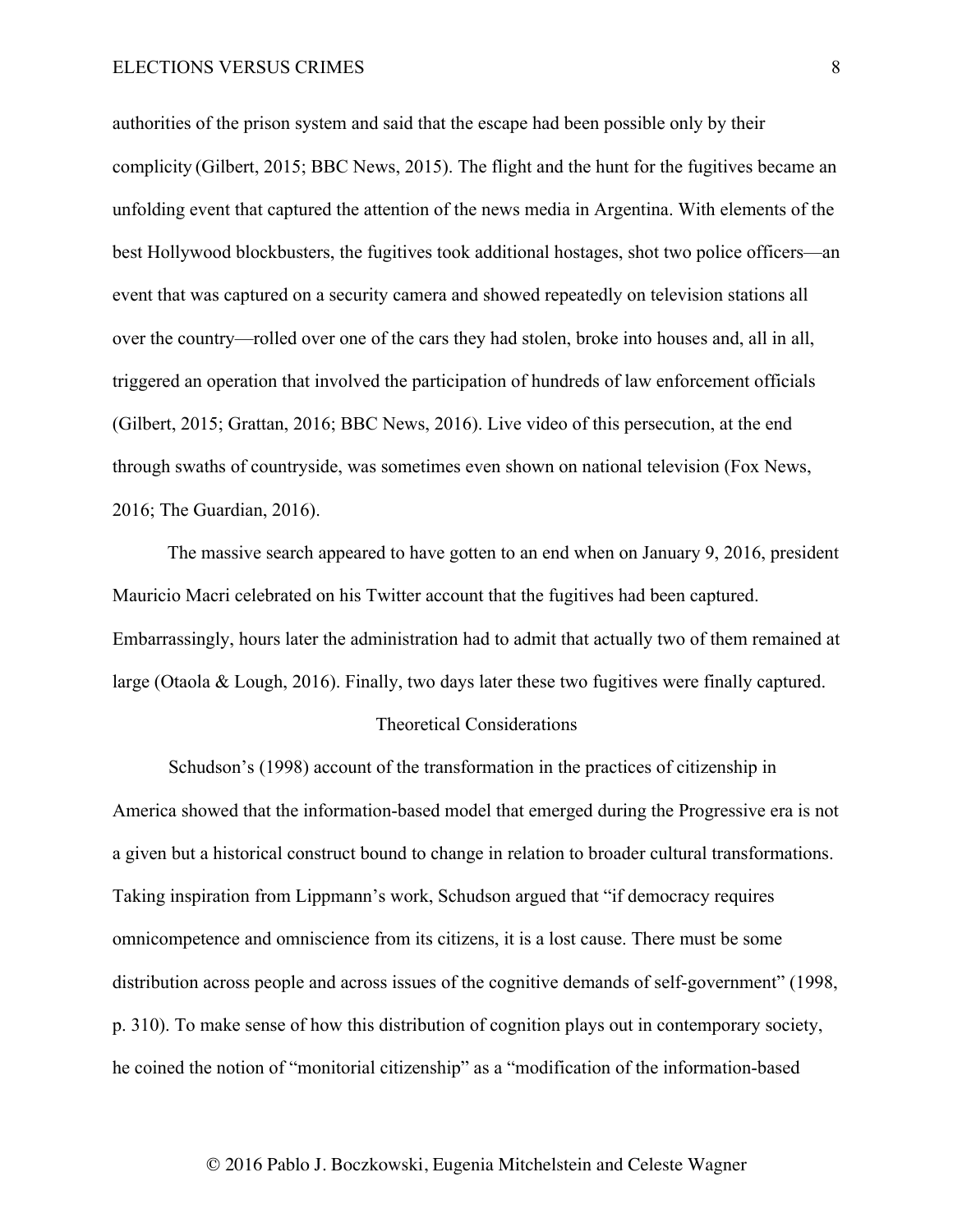authorities of the prison system and said that the escape had been possible only by their complicity (Gilbert, 2015; BBC News, 2015). The flight and the hunt for the fugitives became an unfolding event that captured the attention of the news media in Argentina. With elements of the best Hollywood blockbusters, the fugitives took additional hostages, shot two police officers—an event that was captured on a security camera and showed repeatedly on television stations all over the country—rolled over one of the cars they had stolen, broke into houses and, all in all, triggered an operation that involved the participation of hundreds of law enforcement officials (Gilbert, 2015; Grattan, 2016; BBC News, 2016). Live video of this persecution, at the end through swaths of countryside, was sometimes even shown on national television (Fox News, 2016; The Guardian, 2016).

The massive search appeared to have gotten to an end when on January 9, 2016, president Mauricio Macri celebrated on his Twitter account that the fugitives had been captured. Embarrassingly, hours later the administration had to admit that actually two of them remained at large (Otaola & Lough, 2016). Finally, two days later these two fugitives were finally captured.

## Theoretical Considerations

Schudson's (1998) account of the transformation in the practices of citizenship in America showed that the information-based model that emerged during the Progressive era is not a given but a historical construct bound to change in relation to broader cultural transformations. Taking inspiration from Lippmann's work, Schudson argued that "if democracy requires omnicompetence and omniscience from its citizens, it is a lost cause. There must be some distribution across people and across issues of the cognitive demands of self-government" (1998, p. 310). To make sense of how this distribution of cognition plays out in contemporary society, he coined the notion of "monitorial citizenship" as a "modification of the information-based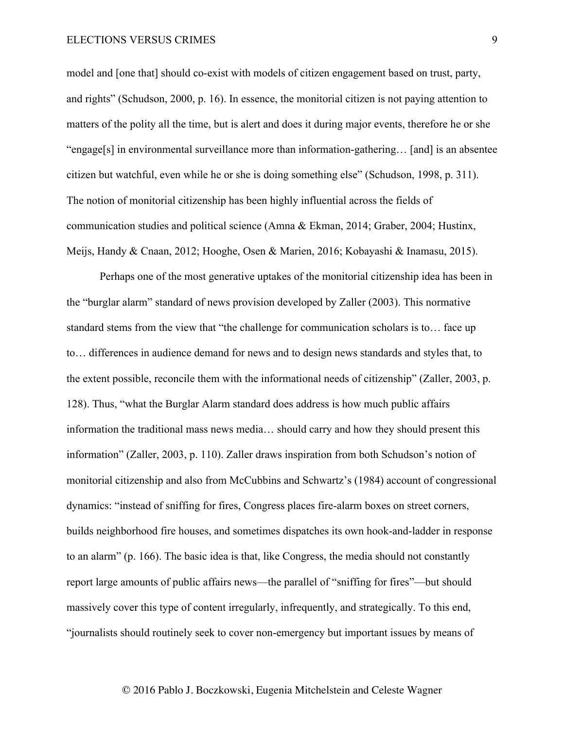model and [one that] should co-exist with models of citizen engagement based on trust, party, and rights" (Schudson, 2000, p. 16). In essence, the monitorial citizen is not paying attention to matters of the polity all the time, but is alert and does it during major events, therefore he or she "engage[s] in environmental surveillance more than information-gathering… [and] is an absentee citizen but watchful, even while he or she is doing something else" (Schudson, 1998, p. 311). The notion of monitorial citizenship has been highly influential across the fields of communication studies and political science (Amna & Ekman, 2014; Graber, 2004; Hustinx, Meijs, Handy & Cnaan, 2012; Hooghe, Osen & Marien, 2016; Kobayashi & Inamasu, 2015).

Perhaps one of the most generative uptakes of the monitorial citizenship idea has been in the "burglar alarm" standard of news provision developed by Zaller (2003). This normative standard stems from the view that "the challenge for communication scholars is to… face up to… differences in audience demand for news and to design news standards and styles that, to the extent possible, reconcile them with the informational needs of citizenship" (Zaller, 2003, p. 128). Thus, "what the Burglar Alarm standard does address is how much public affairs information the traditional mass news media… should carry and how they should present this information" (Zaller, 2003, p. 110). Zaller draws inspiration from both Schudson's notion of monitorial citizenship and also from McCubbins and Schwartz's (1984) account of congressional dynamics: "instead of sniffing for fires, Congress places fire-alarm boxes on street corners, builds neighborhood fire houses, and sometimes dispatches its own hook-and-ladder in response to an alarm" (p. 166). The basic idea is that, like Congress, the media should not constantly report large amounts of public affairs news—the parallel of "sniffing for fires"—but should massively cover this type of content irregularly, infrequently, and strategically. To this end, "journalists should routinely seek to cover non-emergency but important issues by means of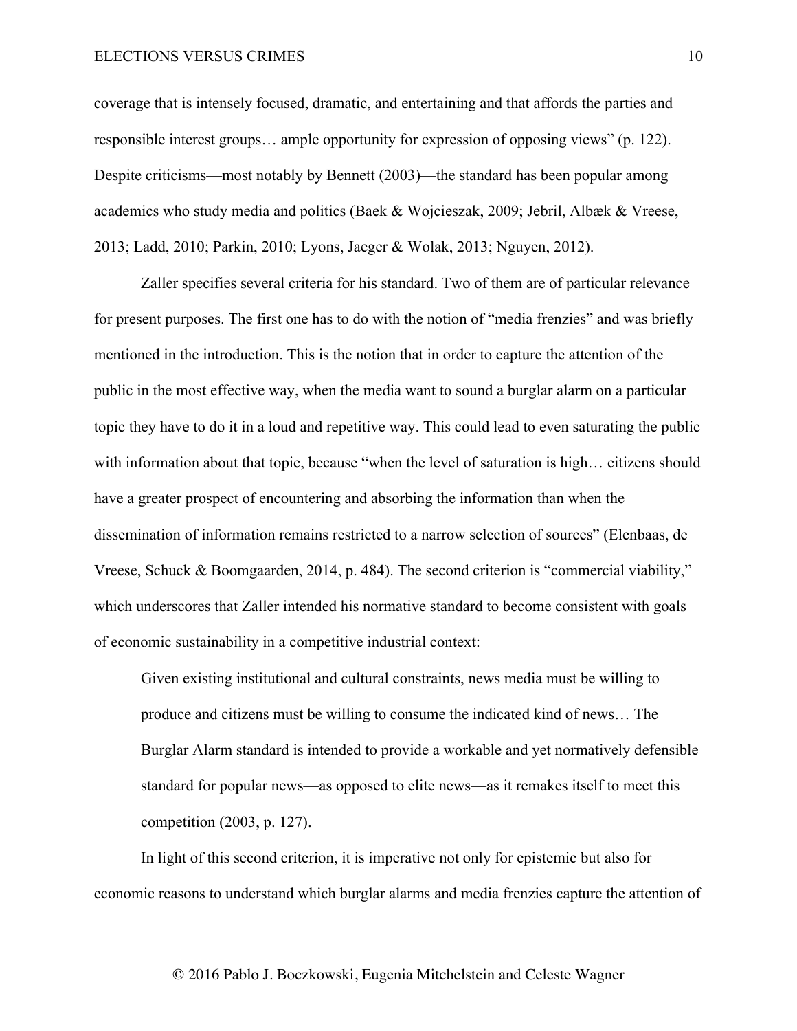coverage that is intensely focused, dramatic, and entertaining and that affords the parties and responsible interest groups… ample opportunity for expression of opposing views" (p. 122). Despite criticisms—most notably by Bennett (2003)—the standard has been popular among academics who study media and politics (Baek & Wojcieszak, 2009; Jebril, Albæk & Vreese, 2013; Ladd, 2010; Parkin, 2010; Lyons, Jaeger & Wolak, 2013; Nguyen, 2012).

Zaller specifies several criteria for his standard. Two of them are of particular relevance for present purposes. The first one has to do with the notion of "media frenzies" and was briefly mentioned in the introduction. This is the notion that in order to capture the attention of the public in the most effective way, when the media want to sound a burglar alarm on a particular topic they have to do it in a loud and repetitive way. This could lead to even saturating the public with information about that topic, because "when the level of saturation is high… citizens should have a greater prospect of encountering and absorbing the information than when the dissemination of information remains restricted to a narrow selection of sources" (Elenbaas, de Vreese, Schuck & Boomgaarden, 2014, p. 484). The second criterion is "commercial viability," which underscores that Zaller intended his normative standard to become consistent with goals of economic sustainability in a competitive industrial context:

> Given existing institutional and cultural constraints, news media must be willing to produce and citizens must be willing to consume the indicated kind of news… The Burglar Alarm standard is intended to provide a workable and yet normatively defensible standard for popular news—as opposed to elite news—as it remakes itself to meet this competition (2003, p. 127).

In light of this second criterion, it is imperative not only for epistemic but also for economic reasons to understand which burglar alarms and media frenzies capture the attention of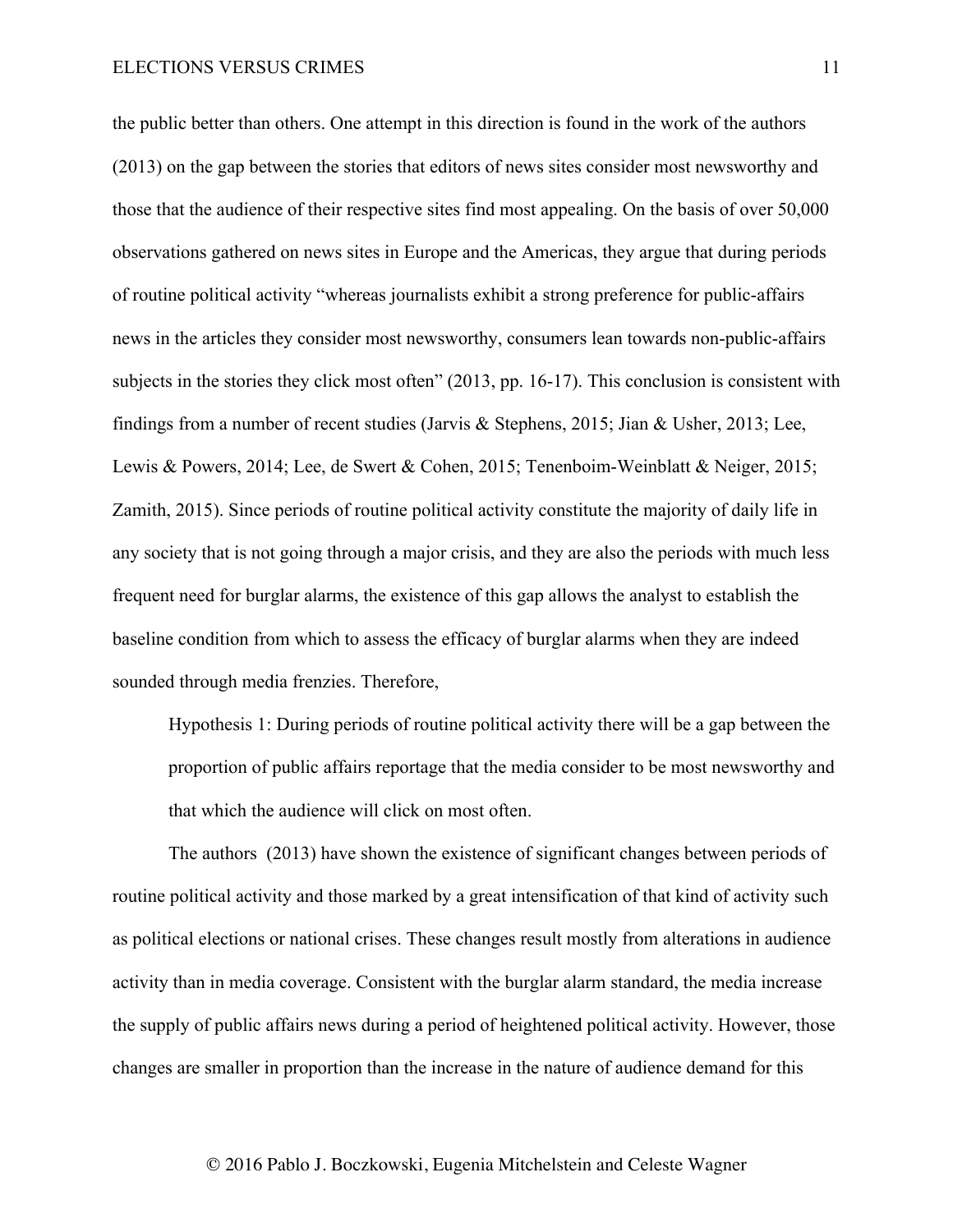the public better than others. One attempt in this direction is found in the work of the authors (2013) on the gap between the stories that editors of news sites consider most newsworthy and those that the audience of their respective sites find most appealing. On the basis of over 50,000 observations gathered on news sites in Europe and the Americas, they argue that during periods of routine political activity "whereas journalists exhibit a strong preference for public-affairs news in the articles they consider most newsworthy, consumers lean towards non-public-affairs subjects in the stories they click most often" (2013, pp. 16-17). This conclusion is consistent with findings from a number of recent studies (Jarvis & Stephens, 2015; Jian & Usher, 2013; Lee, Lewis & Powers, 2014; Lee, de Swert & Cohen, 2015; Tenenboim-Weinblatt & Neiger, 2015; Zamith, 2015). Since periods of routine political activity constitute the majority of daily life in any society that is not going through a major crisis, and they are also the periods with much less frequent need for burglar alarms, the existence of this gap allows the analyst to establish the baseline condition from which to assess the efficacy of burglar alarms when they are indeed sounded through media frenzies. Therefore,

> Hypothesis 1: During periods of routine political activity there will be a gap between the proportion of public affairs reportage that the media consider to be most newsworthy and that which the audience will click on most often.

The authors (2013) have shown the existence of significant changes between periods of routine political activity and those marked by a great intensification of that kind of activity such as political elections or national crises. These changes result mostly from alterations in audience activity than in media coverage. Consistent with the burglar alarm standard, the media increase the supply of public affairs news during a period of heightened political activity. However, those changes are smaller in proportion than the increase in the nature of audience demand for this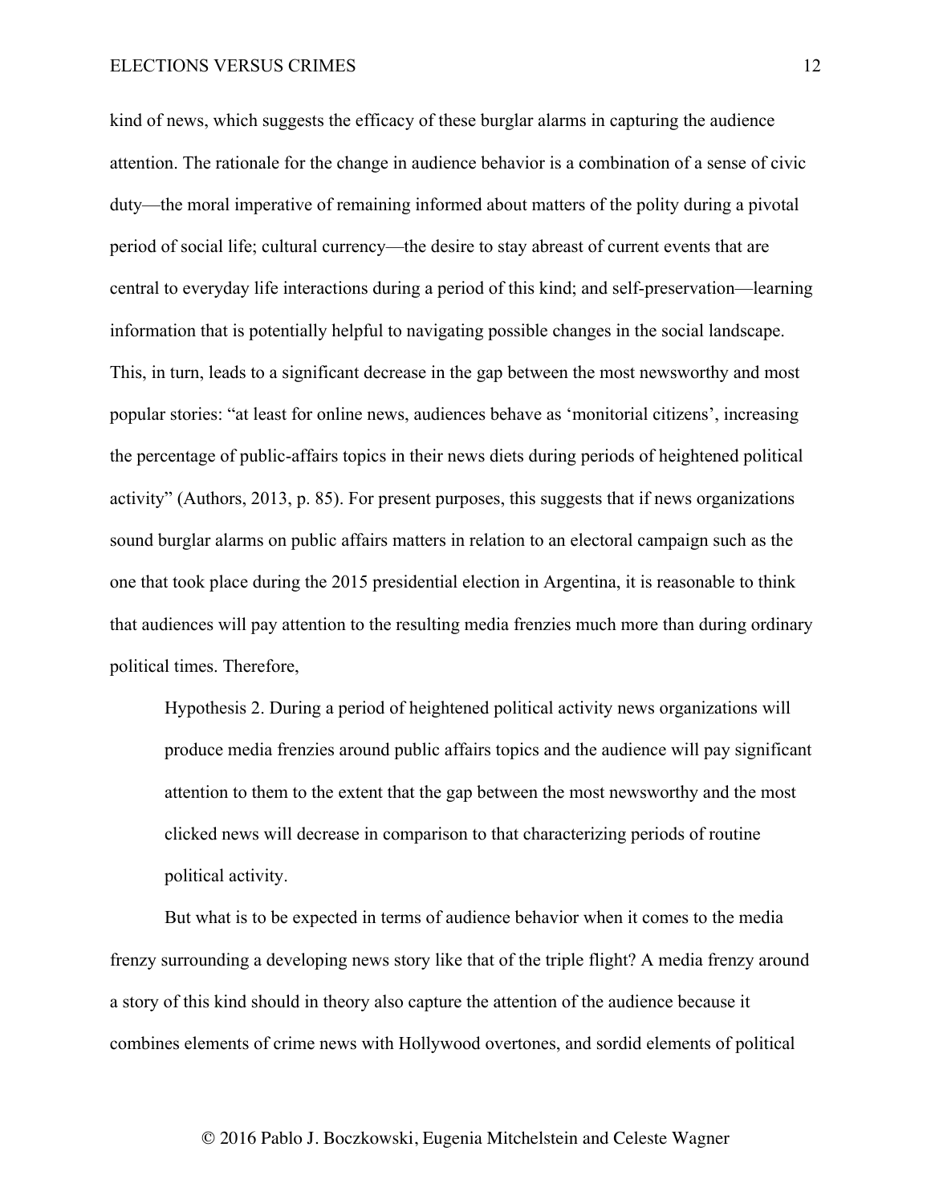kind of news, which suggests the efficacy of these burglar alarms in capturing the audience attention. The rationale for the change in audience behavior is a combination of a sense of civic duty—the moral imperative of remaining informed about matters of the polity during a pivotal period of social life; cultural currency—the desire to stay abreast of current events that are central to everyday life interactions during a period of this kind; and self-preservation—learning information that is potentially helpful to navigating possible changes in the social landscape. This, in turn, leads to a significant decrease in the gap between the most newsworthy and most popular stories: "at least for online news, audiences behave as 'monitorial citizens', increasing the percentage of public-affairs topics in their news diets during periods of heightened political activity" (Authors, 2013, p. 85). For present purposes, this suggests that if news organizations sound burglar alarms on public affairs matters in relation to an electoral campaign such as the one that took place during the 2015 presidential election in Argentina, it is reasonable to think that audiences will pay attention to the resulting media frenzies much more than during ordinary political times. Therefore,

> Hypothesis 2. During a period of heightened political activity news organizations will produce media frenzies around public affairs topics and the audience will pay significant attention to them to the extent that the gap between the most newsworthy and the most clicked news will decrease in comparison to that characterizing periods of routine political activity.

But what is to be expected in terms of audience behavior when it comes to the media frenzy surrounding a developing news story like that of the triple flight? A media frenzy around a story of this kind should in theory also capture the attention of the audience because it combines elements of crime news with Hollywood overtones, and sordid elements of political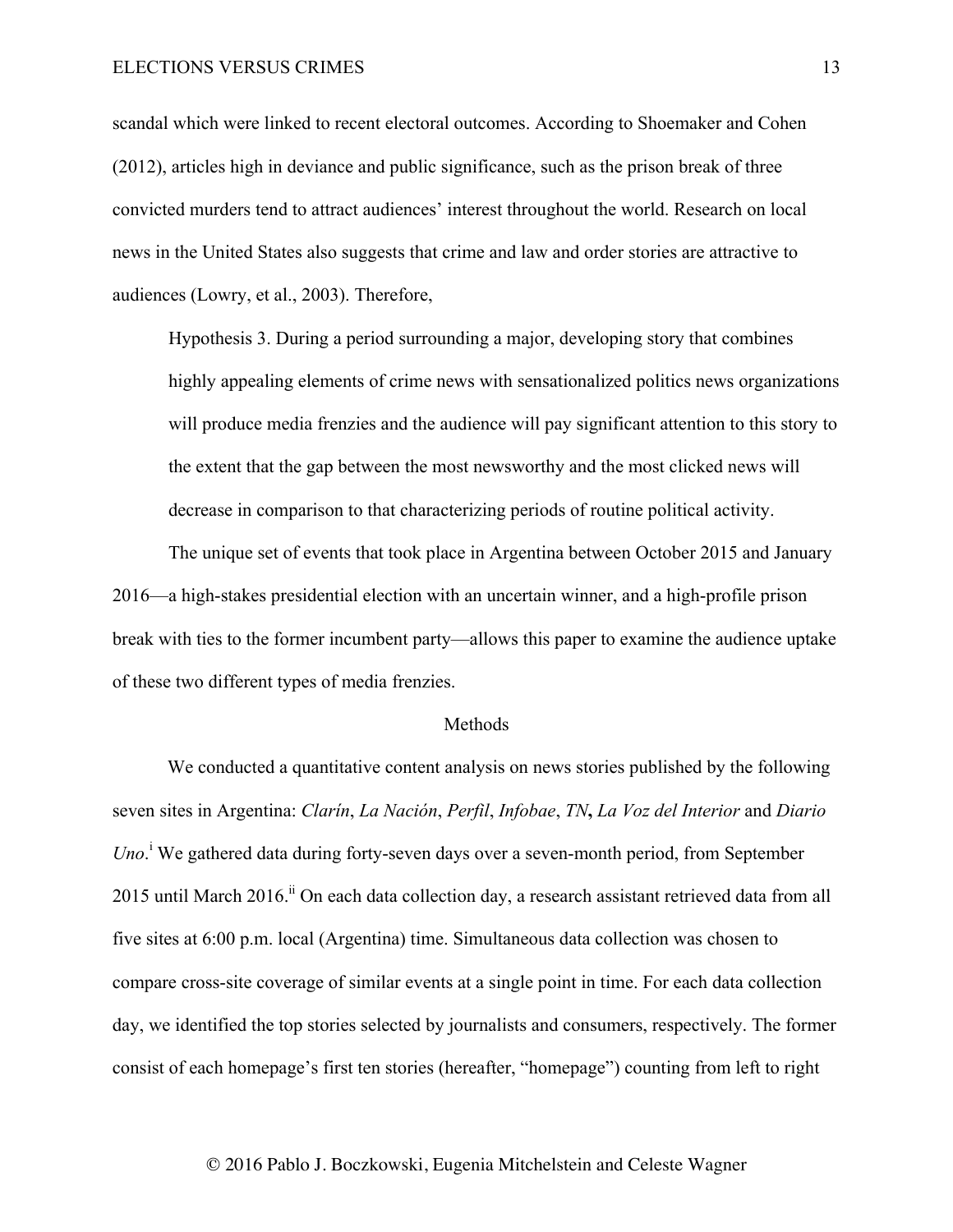scandal which were linked to recent electoral outcomes. According to Shoemaker and Cohen (2012), articles high in deviance and public significance, such as the prison break of three convicted murders tend to attract audiences' interest throughout the world. Research on local news in the United States also suggests that crime and law and order stories are attractive to audiences (Lowry, et al., 2003). Therefore,

> Hypothesis 3. During a period surrounding a major, developing story that combines highly appealing elements of crime news with sensationalized politics news organizations will produce media frenzies and the audience will pay significant attention to this story to the extent that the gap between the most newsworthy and the most clicked news will decrease in comparison to that characterizing periods of routine political activity.

The unique set of events that took place in Argentina between October 2015 and January 2016—a high-stakes presidential election with an uncertain winner, and a high-profile prison break with ties to the former incumbent party—allows this paper to examine the audience uptake of these two different types of media frenzies.

## Methods

We conducted a quantitative content analysis on news stories published by the following seven sites in Argentina: *Clarín*, *La Nación*, *Perfil*, *Infobae*, *TN*, *La Voz del Interior* and *Diario Uno*.[i] We gathered data during forty-seven days over a seven-month period, from September 2015 until March 2016.[ii] On each data collection day, a research assistant retrieved data from all five sites at 6:00 p.m. local (Argentina) time. Simultaneous data collection was chosen to compare cross-site coverage of similar events at a single point in time. For each data collection day, we identified the top stories selected by journalists and consumers, respectively. The former consist of each homepage's first ten stories (hereafter, "homepage") counting from left to right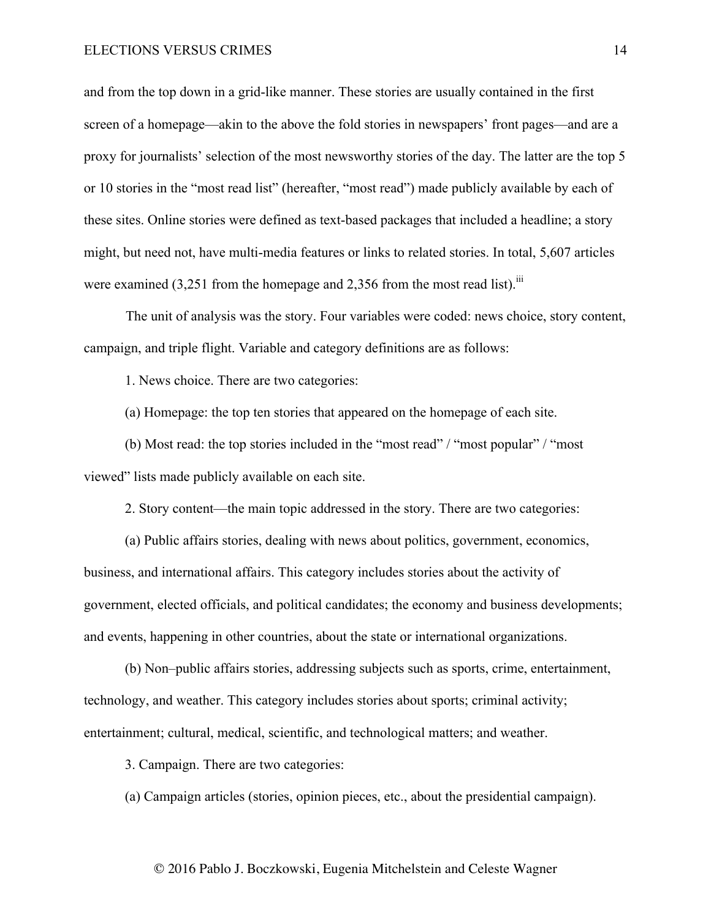and from the top down in a grid-like manner. These stories are usually contained in the first screen of a homepage—akin to the above the fold stories in newspapers' front pages—and are a proxy for journalists' selection of the most newsworthy stories of the day. The latter are the top 5 or 10 stories in the "most read list" (hereafter, "most read") made publicly available by each of these sites. Online stories were defined as text-based packages that included a headline; a story might, but need not, have multi-media features or links to related stories. In total, 5,607 articles were examined (3,251 from the homepage and 2,356 from the most read list).[iii]

The unit of analysis was the story. Four variables were coded: news choice, story content, campaign, and triple flight. Variable and category definitions are as follows:

1. News choice. There are two categories:

(a) Homepage: the top ten stories that appeared on the homepage of each site.

(b) Most read: the top stories included in the "most read" / "most popular" / "most viewed" lists made publicly available on each site.

2. Story content—the main topic addressed in the story. There are two categories:

(a) Public affairs stories, dealing with news about politics, government, economics, business, and international affairs. This category includes stories about the activity of government, elected officials, and political candidates; the economy and business developments; and events, happening in other countries, about the state or international organizations.

(b) Non–public affairs stories, addressing subjects such as sports, crime, entertainment, technology, and weather. This category includes stories about sports; criminal activity; entertainment; cultural, medical, scientific, and technological matters; and weather.

3. Campaign. There are two categories:

(a) Campaign articles (stories, opinion pieces, etc., about the presidential campaign).

© 2016 Pablo J. Boczkowski, Eugenia Mitchelstein and Celeste Wagner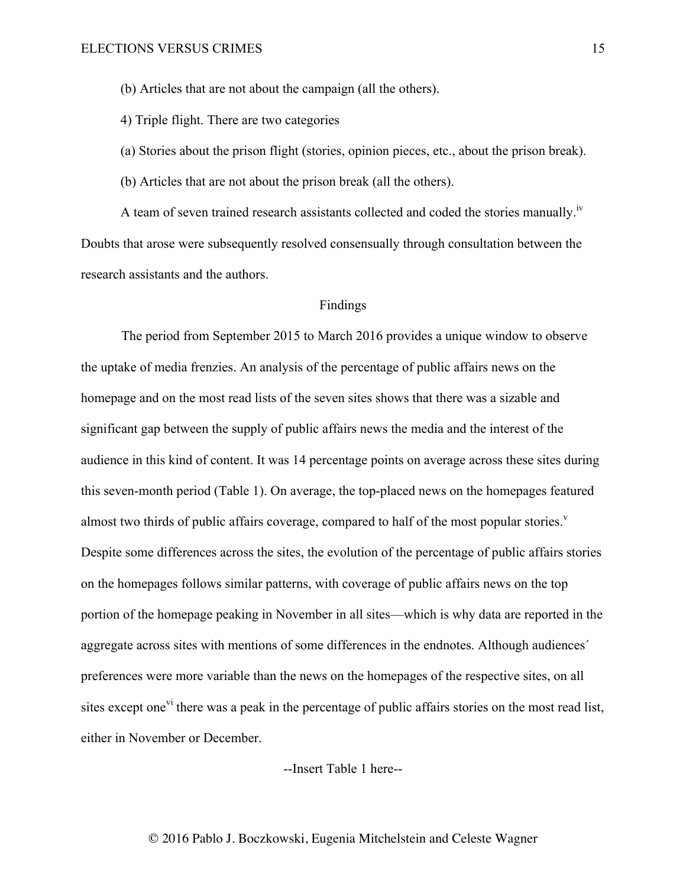(b) Articles that are not about the campaign (all the others).

4) Triple flight. There are two categories

(a) Stories about the prison flight (stories, opinion pieces, etc., about the prison break).

(b) Articles that are not about the prison break (all the others).

A team of seven trained research assistants collected and coded the stories manually.[iv] Doubts that arose were subsequently resolved consensually through consultation between the research assistants and the authors.

## Findings

The period from September 2015 to March 2016 provides a unique window to observe the uptake of media frenzies. An analysis of the percentage of public affairs news on the homepage and on the most read lists of the seven sites shows that there was a sizable and significant gap between the supply of public affairs news the media and the interest of the audience in this kind of content. It was 14 percentage points on average across these sites during this seven-month period (Table 1). On average, the top-placed news on the homepages featured almost two thirds of public affairs coverage, compared to half of the most popular stories.[v] Despite some differences across the sites, the evolution of the percentage of public affairs stories on the homepages follows similar patterns, with coverage of public affairs news on the top portion of the homepage peaking in November in all sites—which is why data are reported in the aggregate across sites with mentions of some differences in the endnotes. Although audiences´ preferences were more variable than the news on the homepages of the respective sites, on all sites except one[vi] there was a peak in the percentage of public affairs stories on the most read list, either in November or December.

--Insert Table 1 here--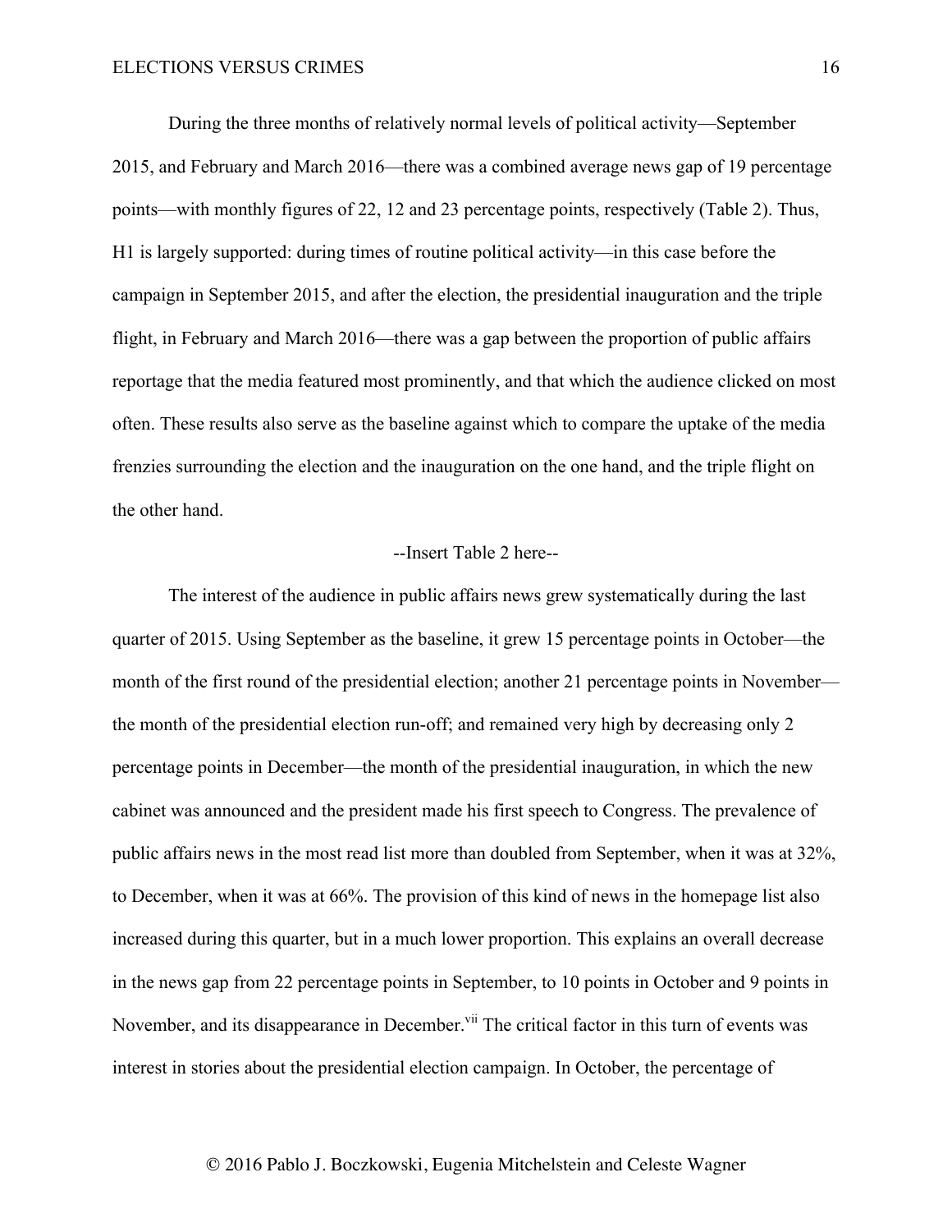During the three months of relatively normal levels of political activity—September 2015, and February and March 2016—there was a combined average news gap of 19 percentage points—with monthly figures of 22, 12 and 23 percentage points, respectively (Table 2). Thus, H1 is largely supported: during times of routine political activity—in this case before the campaign in September 2015, and after the election, the presidential inauguration and the triple flight, in February and March 2016—there was a gap between the proportion of public affairs reportage that the media featured most prominently, and that which the audience clicked on most often. These results also serve as the baseline against which to compare the uptake of the media frenzies surrounding the election and the inauguration on the one hand, and the triple flight on the other hand.

--Insert Table 2 here--

The interest of the audience in public affairs news grew systematically during the last quarter of 2015. Using September as the baseline, it grew 15 percentage points in October—the month of the first round of the presidential election; another 21 percentage points in November—the month of the presidential election run-off; and remained very high by decreasing only 2 percentage points in December—the month of the presidential inauguration, in which the new cabinet was announced and the president made his first speech to Congress. The prevalence of public affairs news in the most read list more than doubled from September, when it was at 32%, to December, when it was at 66%. The provision of this kind of news in the homepage list also increased during this quarter, but in a much lower proportion. This explains an overall decrease in the news gap from 22 percentage points in September, to 10 points in October and 9 points in November, and its disappearance in December.[vii] The critical factor in this turn of events was interest in stories about the presidential election campaign. In October, the percentage of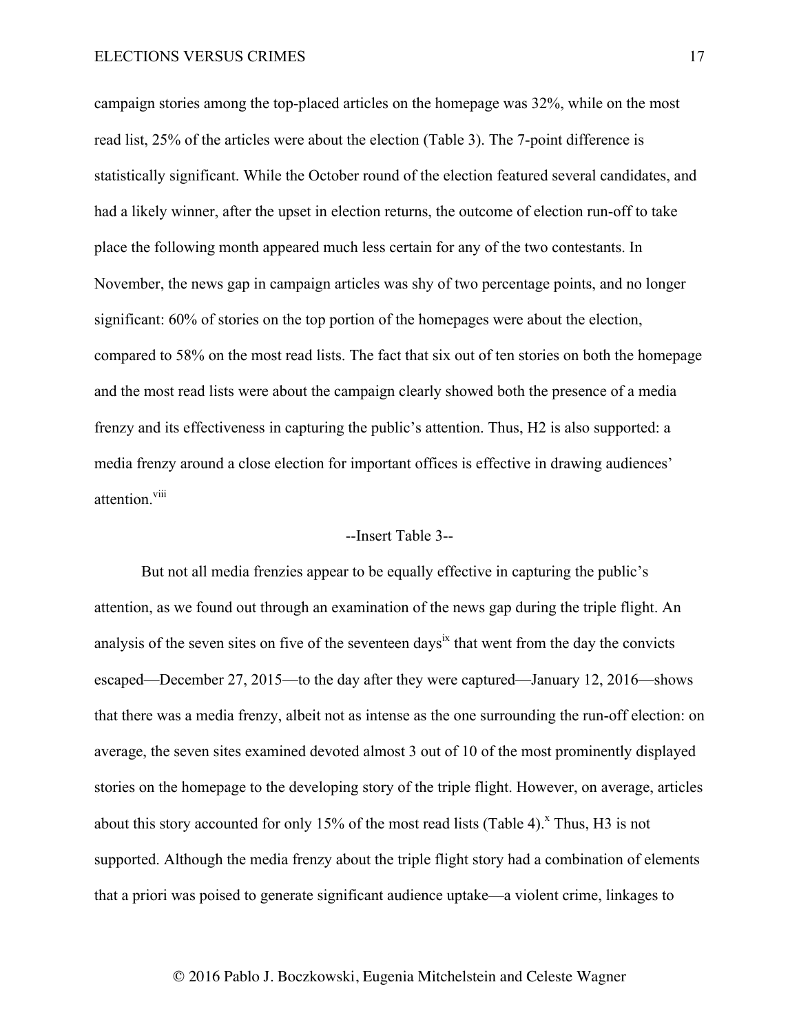campaign stories among the top-placed articles on the homepage was 32%, while on the most read list, 25% of the articles were about the election (Table 3). The 7-point difference is statistically significant. While the October round of the election featured several candidates, and had a likely winner, after the upset in election returns, the outcome of election run-off to take place the following month appeared much less certain for any of the two contestants. In November, the news gap in campaign articles was shy of two percentage points, and no longer significant: 60% of stories on the top portion of the homepages were about the election, compared to 58% on the most read lists. The fact that six out of ten stories on both the homepage and the most read lists were about the campaign clearly showed both the presence of a media frenzy and its effectiveness in capturing the public's attention. Thus, H2 is also supported: a media frenzy around a close election for important offices is effective in drawing audiences' attention.[viii]

--Insert Table 3--

But not all media frenzies appear to be equally effective in capturing the public's attention, as we found out through an examination of the news gap during the triple flight. An analysis of the seven sites on five of the seventeen days[ix] that went from the day the convicts escaped—December 27, 2015—to the day after they were captured—January 12, 2016—shows that there was a media frenzy, albeit not as intense as the one surrounding the run-off election: on average, the seven sites examined devoted almost 3 out of 10 of the most prominently displayed stories on the homepage to the developing story of the triple flight. However, on average, articles about this story accounted for only 15% of the most read lists (Table 4).[x] Thus, H3 is not supported. Although the media frenzy about the triple flight story had a combination of elements that a priori was poised to generate significant audience uptake—a violent crime, linkages to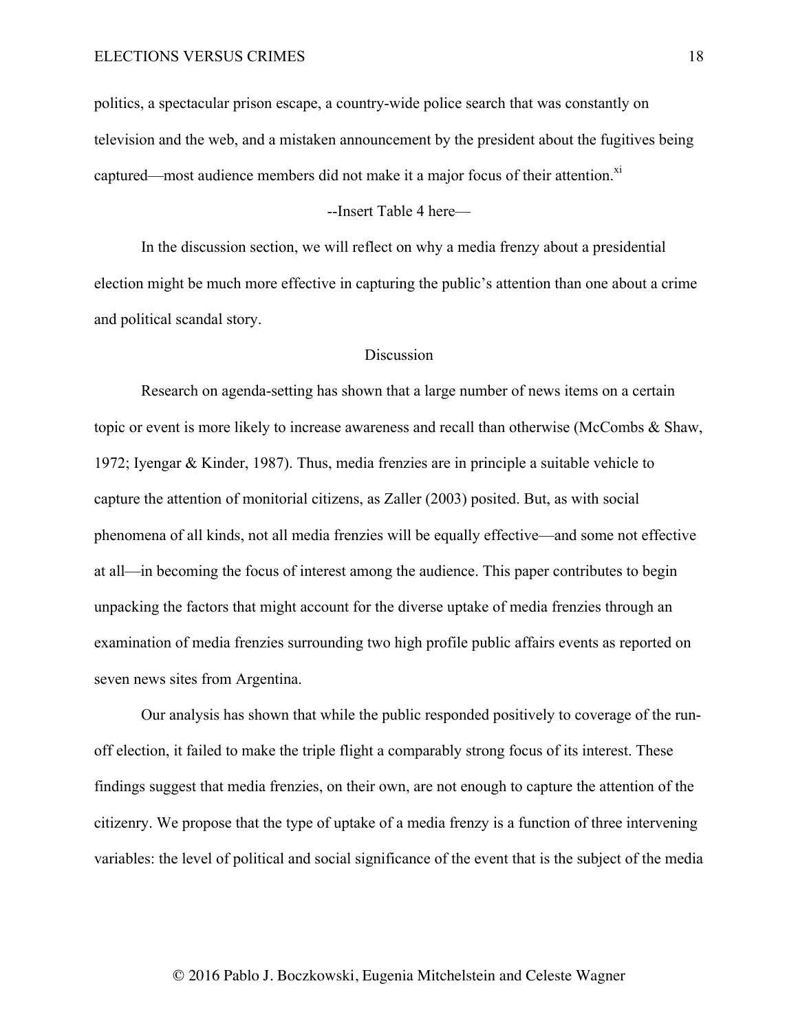politics, a spectacular prison escape, a country-wide police search that was constantly on television and the web, and a mistaken announcement by the president about the fugitives being captured—most audience members did not make it a major focus of their attention.[xi]

--Insert Table 4 here—

In the discussion section, we will reflect on why a media frenzy about a presidential election might be much more effective in capturing the public's attention than one about a crime and political scandal story.

## Discussion

Research on agenda-setting has shown that a large number of news items on a certain topic or event is more likely to increase awareness and recall than otherwise (McCombs & Shaw, 1972; Iyengar & Kinder, 1987). Thus, media frenzies are in principle a suitable vehicle to capture the attention of monitorial citizens, as Zaller (2003) posited. But, as with social phenomena of all kinds, not all media frenzies will be equally effective—and some not effective at all—in becoming the focus of interest among the audience. This paper contributes to begin unpacking the factors that might account for the diverse uptake of media frenzies through an examination of media frenzies surrounding two high profile public affairs events as reported on seven news sites from Argentina.

Our analysis has shown that while the public responded positively to coverage of the run-off election, it failed to make the triple flight a comparably strong focus of its interest. These findings suggest that media frenzies, on their own, are not enough to capture the attention of the citizenry. We propose that the type of uptake of a media frenzy is a function of three intervening variables: the level of political and social significance of the event that is the subject of the media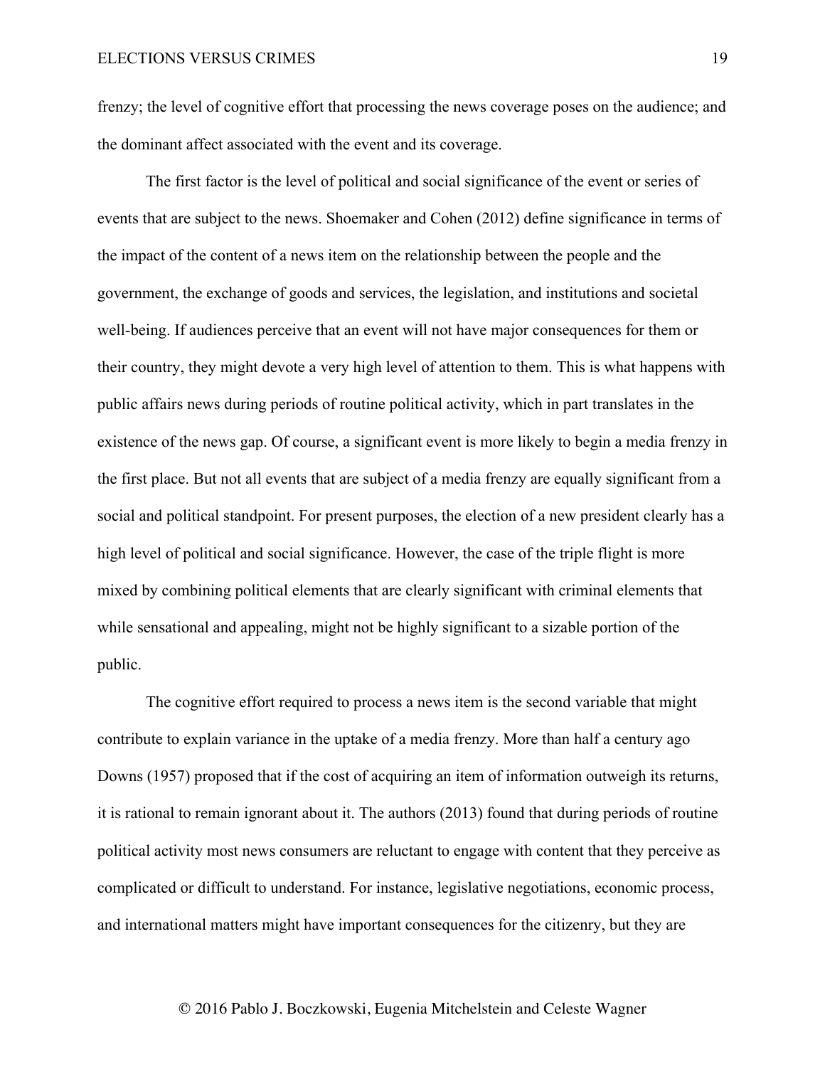frenzy; the level of cognitive effort that processing the news coverage poses on the audience; and the dominant affect associated with the event and its coverage.

The first factor is the level of political and social significance of the event or series of events that are subject to the news. Shoemaker and Cohen (2012) define significance in terms of the impact of the content of a news item on the relationship between the people and the government, the exchange of goods and services, the legislation, and institutions and societal well-being. If audiences perceive that an event will not have major consequences for them or their country, they might devote a very high level of attention to them. This is what happens with public affairs news during periods of routine political activity, which in part translates in the existence of the news gap. Of course, a significant event is more likely to begin a media frenzy in the first place. But not all events that are subject of a media frenzy are equally significant from a social and political standpoint. For present purposes, the election of a new president clearly has a high level of political and social significance. However, the case of the triple flight is more mixed by combining political elements that are clearly significant with criminal elements that while sensational and appealing, might not be highly significant to a sizable portion of the public.

The cognitive effort required to process a news item is the second variable that might contribute to explain variance in the uptake of a media frenzy. More than half a century ago Downs (1957) proposed that if the cost of acquiring an item of information outweigh its returns, it is rational to remain ignorant about it. The authors (2013) found that during periods of routine political activity most news consumers are reluctant to engage with content that they perceive as complicated or difficult to understand. For instance, legislative negotiations, economic process, and international matters might have important consequences for the citizenry, but they are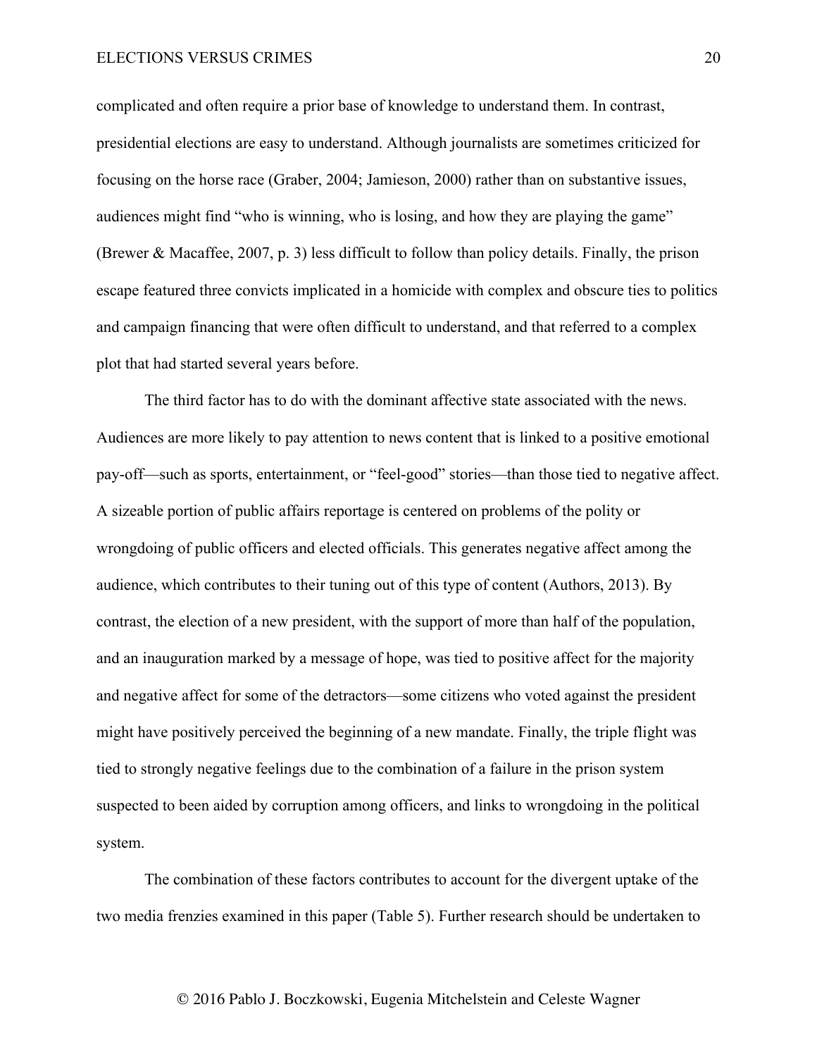complicated and often require a prior base of knowledge to understand them. In contrast, presidential elections are easy to understand. Although journalists are sometimes criticized for focusing on the horse race (Graber, 2004; Jamieson, 2000) rather than on substantive issues, audiences might find "who is winning, who is losing, and how they are playing the game" (Brewer & Macaffee, 2007, p. 3) less difficult to follow than policy details. Finally, the prison escape featured three convicts implicated in a homicide with complex and obscure ties to politics and campaign financing that were often difficult to understand, and that referred to a complex plot that had started several years before.

The third factor has to do with the dominant affective state associated with the news. Audiences are more likely to pay attention to news content that is linked to a positive emotional pay-off—such as sports, entertainment, or "feel-good" stories—than those tied to negative affect. A sizeable portion of public affairs reportage is centered on problems of the polity or wrongdoing of public officers and elected officials. This generates negative affect among the audience, which contributes to their tuning out of this type of content (Authors, 2013). By contrast, the election of a new president, with the support of more than half of the population, and an inauguration marked by a message of hope, was tied to positive affect for the majority and negative affect for some of the detractors—some citizens who voted against the president might have positively perceived the beginning of a new mandate. Finally, the triple flight was tied to strongly negative feelings due to the combination of a failure in the prison system suspected to been aided by corruption among officers, and links to wrongdoing in the political system.

The combination of these factors contributes to account for the divergent uptake of the two media frenzies examined in this paper (Table 5). Further research should be undertaken to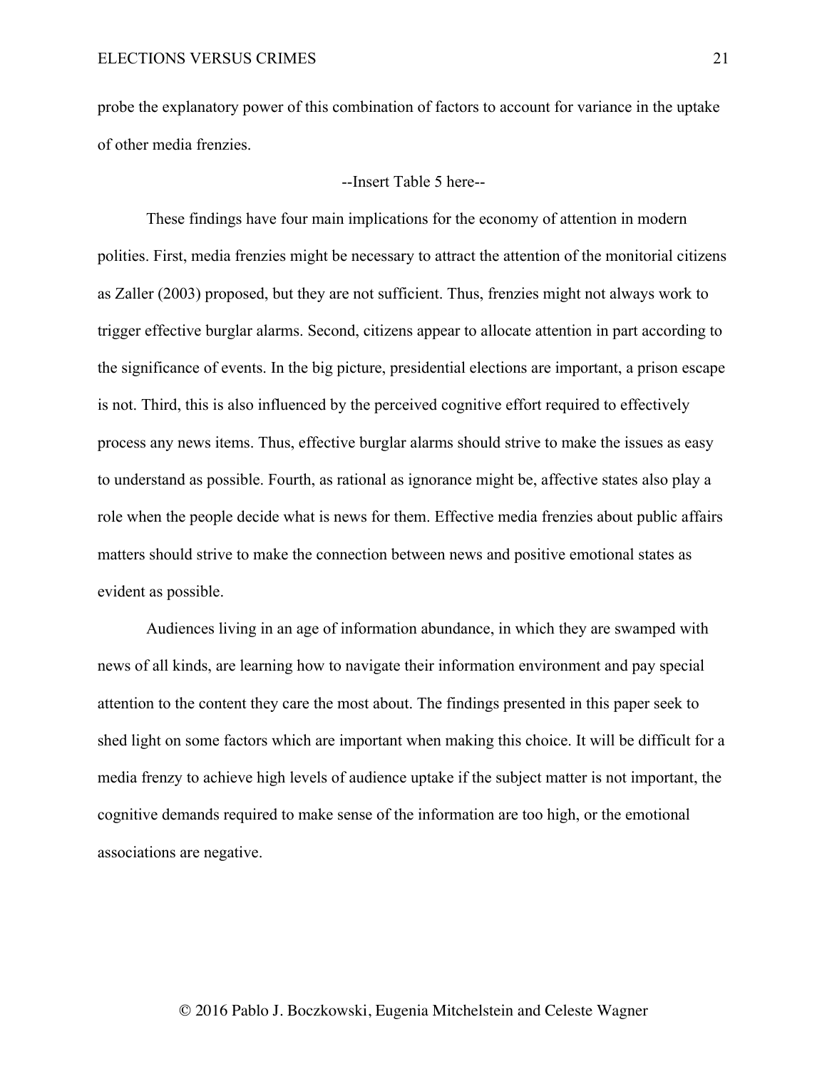probe the explanatory power of this combination of factors to account for variance in the uptake of other media frenzies.

--Insert Table 5 here--

These findings have four main implications for the economy of attention in modern polities. First, media frenzies might be necessary to attract the attention of the monitorial citizens as Zaller (2003) proposed, but they are not sufficient. Thus, frenzies might not always work to trigger effective burglar alarms. Second, citizens appear to allocate attention in part according to the significance of events. In the big picture, presidential elections are important, a prison escape is not. Third, this is also influenced by the perceived cognitive effort required to effectively process any news items. Thus, effective burglar alarms should strive to make the issues as easy to understand as possible. Fourth, as rational as ignorance might be, affective states also play a role when the people decide what is news for them. Effective media frenzies about public affairs matters should strive to make the connection between news and positive emotional states as evident as possible.

Audiences living in an age of information abundance, in which they are swamped with news of all kinds, are learning how to navigate their information environment and pay special attention to the content they care the most about. The findings presented in this paper seek to shed light on some factors which are important when making this choice. It will be difficult for a media frenzy to achieve high levels of audience uptake if the subject matter is not important, the cognitive demands required to make sense of the information are too high, or the emotional associations are negative.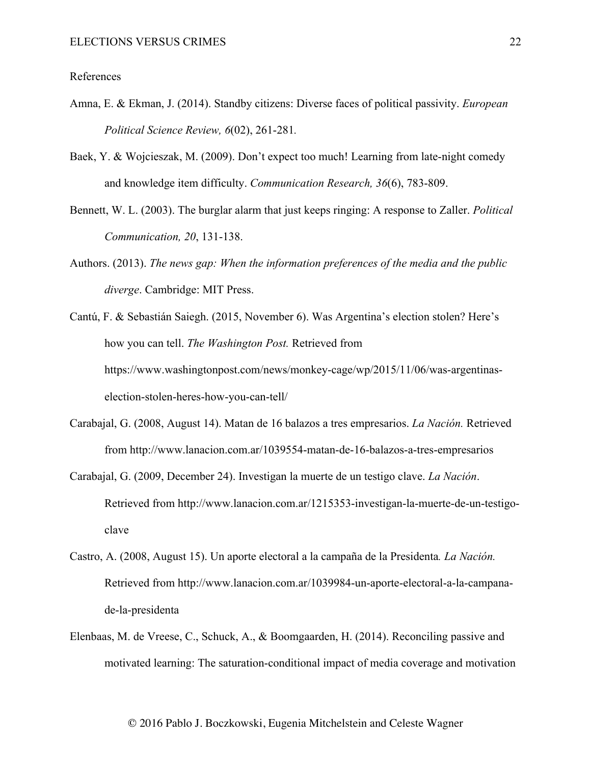References

Amna, E. & Ekman, J. (2014). Standby citizens: Diverse faces of political passivity. *European Political Science Review, 6*(02), 261-281.

Baek, Y. & Wojcieszak, M. (2009). Don't expect too much! Learning from late-night comedy and knowledge item difficulty. *Communication Research, 36*(6), 783-809.

Bennett, W. L. (2003). The burglar alarm that just keeps ringing: A response to Zaller. *Political Communication, 20*, 131-138.

Authors. (2013). *The news gap: When the information preferences of the media and the public diverge*. Cambridge: MIT Press.

Cantú, F. & Sebastián Saiegh. (2015, November 6). Was Argentina's election stolen? Here's how you can tell. *The Washington Post.* Retrieved from https://www.washingtonpost.com/news/monkey-cage/wp/2015/11/06/was-argentinas-election-stolen-heres-how-you-can-tell/

Carabajal, G. (2008, August 14). Matan de 16 balazos a tres empresarios. *La Nación.* Retrieved from http://www.lanacion.com.ar/1039554-matan-de-16-balazos-a-tres-empresarios

Carabajal, G. (2009, December 24). Investigan la muerte de un testigo clave. *La Nación*. Retrieved from http://www.lanacion.com.ar/1215353-investigan-la-muerte-de-un-testigo-clave

Castro, A. (2008, August 15). Un aporte electoral a la campaña de la Presidenta*. La Nación.* Retrieved from http://www.lanacion.com.ar/1039984-un-aporte-electoral-a-la-campana-de-la-presidenta

Elenbaas, M. de Vreese, C., Schuck, A., & Boomgaarden, H. (2014). Reconciling passive and motivated learning: The saturation-conditional impact of media coverage and motivation

© 2016 Pablo J. Boczkowski, Eugenia Mitchelstein and Celeste Wagner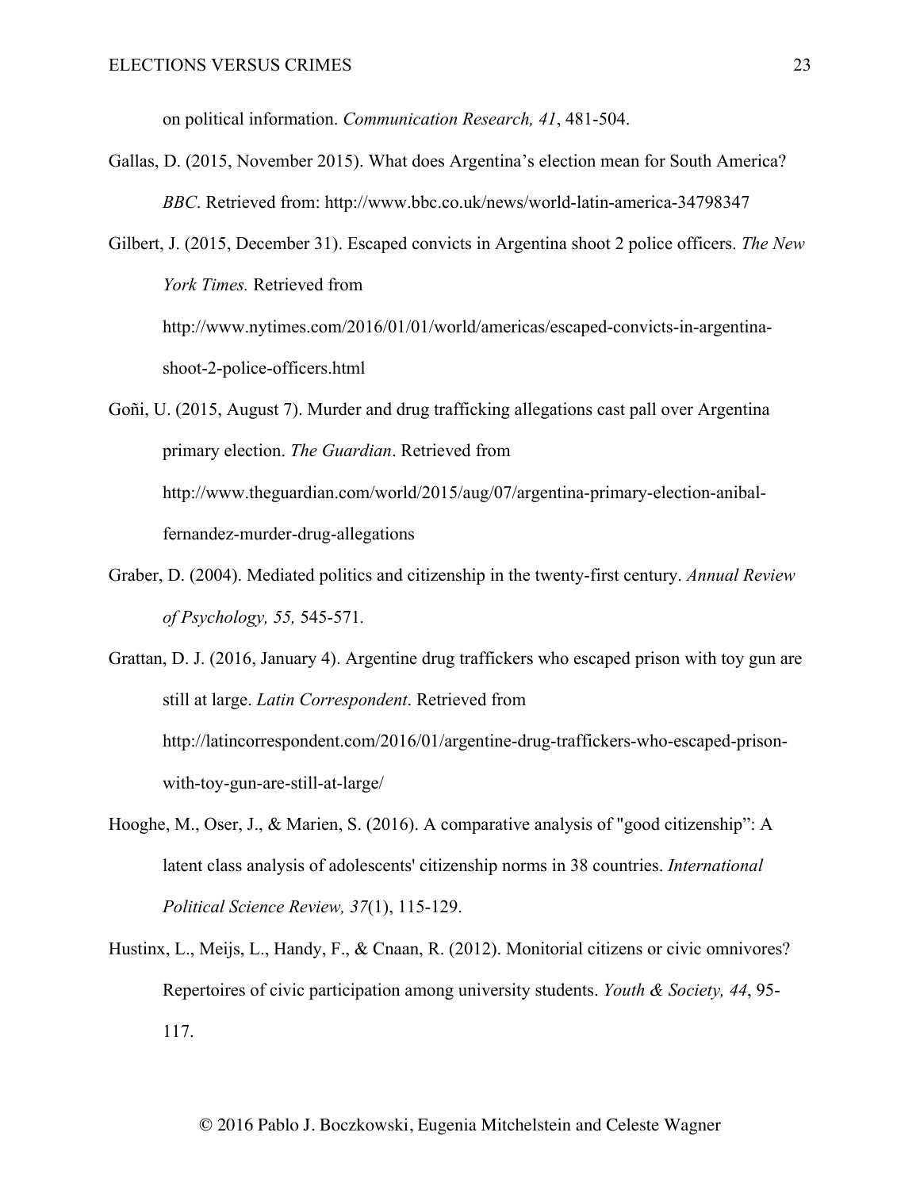on political information. *Communication Research, 41*, 481-504.

Gallas, D. (2015, November 2015). What does Argentina's election mean for South America? *BBC*. Retrieved from: http://www.bbc.co.uk/news/world-latin-america-34798347

Gilbert, J. (2015, December 31). Escaped convicts in Argentina shoot 2 police officers. *The New York Times.* Retrieved from http://www.nytimes.com/2016/01/01/world/americas/escaped-convicts-in-argentina-shoot-2-police-officers.html

Goñi, U. (2015, August 7). Murder and drug trafficking allegations cast pall over Argentina primary election. *The Guardian*. Retrieved from http://www.theguardian.com/world/2015/aug/07/argentina-primary-election-anibal-fernandez-murder-drug-allegations

Graber, D. (2004). Mediated politics and citizenship in the twenty-first century. *Annual Review of Psychology, 55,* 545-571.

Grattan, D. J. (2016, January 4). Argentine drug traffickers who escaped prison with toy gun are still at large. *Latin Correspondent*. Retrieved from http://latincorrespondent.com/2016/01/argentine-drug-traffickers-who-escaped-prison-with-toy-gun-are-still-at-large/

Hooghe, M., Oser, J., & Marien, S. (2016). A comparative analysis of "good citizenship": A latent class analysis of adolescents' citizenship norms in 38 countries. *International Political Science Review, 37*(1), 115-129.

Hustinx, L., Meijs, L., Handy, F., & Cnaan, R. (2012). Monitorial citizens or civic omnivores? Repertoires of civic participation among university students. *Youth & Society, 44*, 95-117.

© 2016 Pablo J. Boczkowski, Eugenia Mitchelstein and Celeste Wagner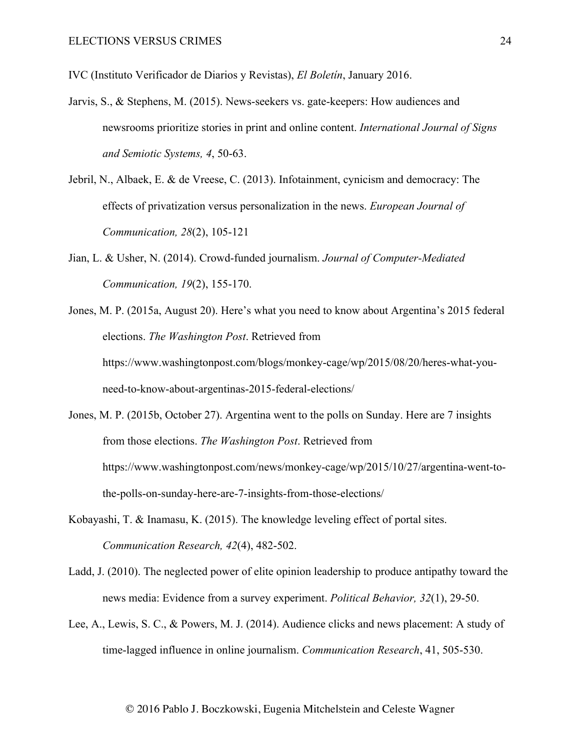IVC (Instituto Verificador de Diarios y Revistas), *El Boletín*, January 2016.

Jarvis, S., & Stephens, M. (2015). News-seekers vs. gate-keepers: How audiences and newsrooms prioritize stories in print and online content. *International Journal of Signs and Semiotic Systems, 4*, 50-63.

Jebril, N., Albaek, E. & de Vreese, C. (2013). Infotainment, cynicism and democracy: The effects of privatization versus personalization in the news. *European Journal of Communication, 28*(2), 105-121

Jian, L. & Usher, N. (2014). Crowd-funded journalism. *Journal of Computer-Mediated Communication, 19*(2), 155-170.

Jones, M. P. (2015a, August 20). Here's what you need to know about Argentina's 2015 federal elections. *The Washington Post*. Retrieved from https://www.washingtonpost.com/blogs/monkey-cage/wp/2015/08/20/heres-what-you-need-to-know-about-argentinas-2015-federal-elections/

Jones, M. P. (2015b, October 27). Argentina went to the polls on Sunday. Here are 7 insights from those elections. *The Washington Post*. Retrieved from https://www.washingtonpost.com/news/monkey-cage/wp/2015/10/27/argentina-went-to-the-polls-on-sunday-here-are-7-insights-from-those-elections/

Kobayashi, T. & Inamasu, K. (2015). The knowledge leveling effect of portal sites. *Communication Research, 42*(4), 482-502.

Ladd, J. (2010). The neglected power of elite opinion leadership to produce antipathy toward the news media: Evidence from a survey experiment. *Political Behavior, 32*(1), 29-50.

Lee, A., Lewis, S. C., & Powers, M. J. (2014). Audience clicks and news placement: A study of time-lagged influence in online journalism. *Communication Research*, 41, 505-530.

© 2016 Pablo J. Boczkowski, Eugenia Mitchelstein and Celeste Wagner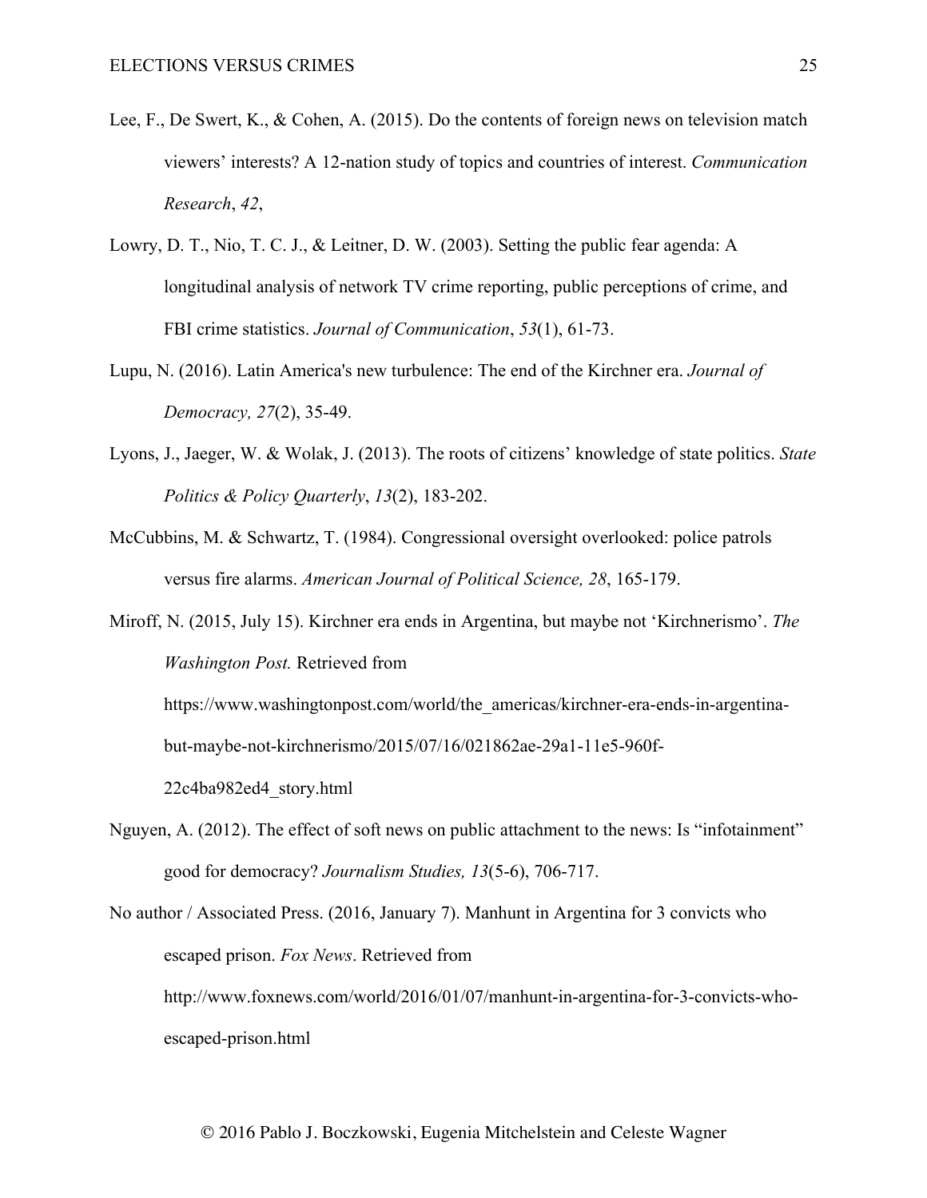Lee, F., De Swert, K., & Cohen, A. (2015). Do the contents of foreign news on television match viewers' interests? A 12-nation study of topics and countries of interest. *Communication Research*, *42*,

Lowry, D. T., Nio, T. C. J., & Leitner, D. W. (2003). Setting the public fear agenda: A longitudinal analysis of network TV crime reporting, public perceptions of crime, and FBI crime statistics. *Journal of Communication*, *53*(1), 61-73.

Lupu, N. (2016). Latin America's new turbulence: The end of the Kirchner era. *Journal of Democracy, 27*(2), 35-49.

Lyons, J., Jaeger, W. & Wolak, J. (2013). The roots of citizens' knowledge of state politics. *State Politics & Policy Quarterly*, *13*(2), 183-202.

McCubbins, M. & Schwartz, T. (1984). Congressional oversight overlooked: police patrols versus fire alarms. *American Journal of Political Science, 28*, 165-179.

Miroff, N. (2015, July 15). Kirchner era ends in Argentina, but maybe not 'Kirchnerismo'. *The Washington Post.* Retrieved from https://www.washingtonpost.com/world/the_americas/kirchner-era-ends-in-argentina-but-maybe-not-kirchnerismo/2015/07/16/021862ae-29a1-11e5-960f-22c4ba982ed4_story.html

Nguyen, A. (2012). The effect of soft news on public attachment to the news: Is "infotainment" good for democracy? *Journalism Studies, 13*(5-6), 706-717.

No author / Associated Press. (2016, January 7). Manhunt in Argentina for 3 convicts who escaped prison. *Fox News*. Retrieved from http://www.foxnews.com/world/2016/01/07/manhunt-in-argentina-for-3-convicts-who-escaped-prison.html

© 2016 Pablo J. Boczkowski, Eugenia Mitchelstein and Celeste Wagner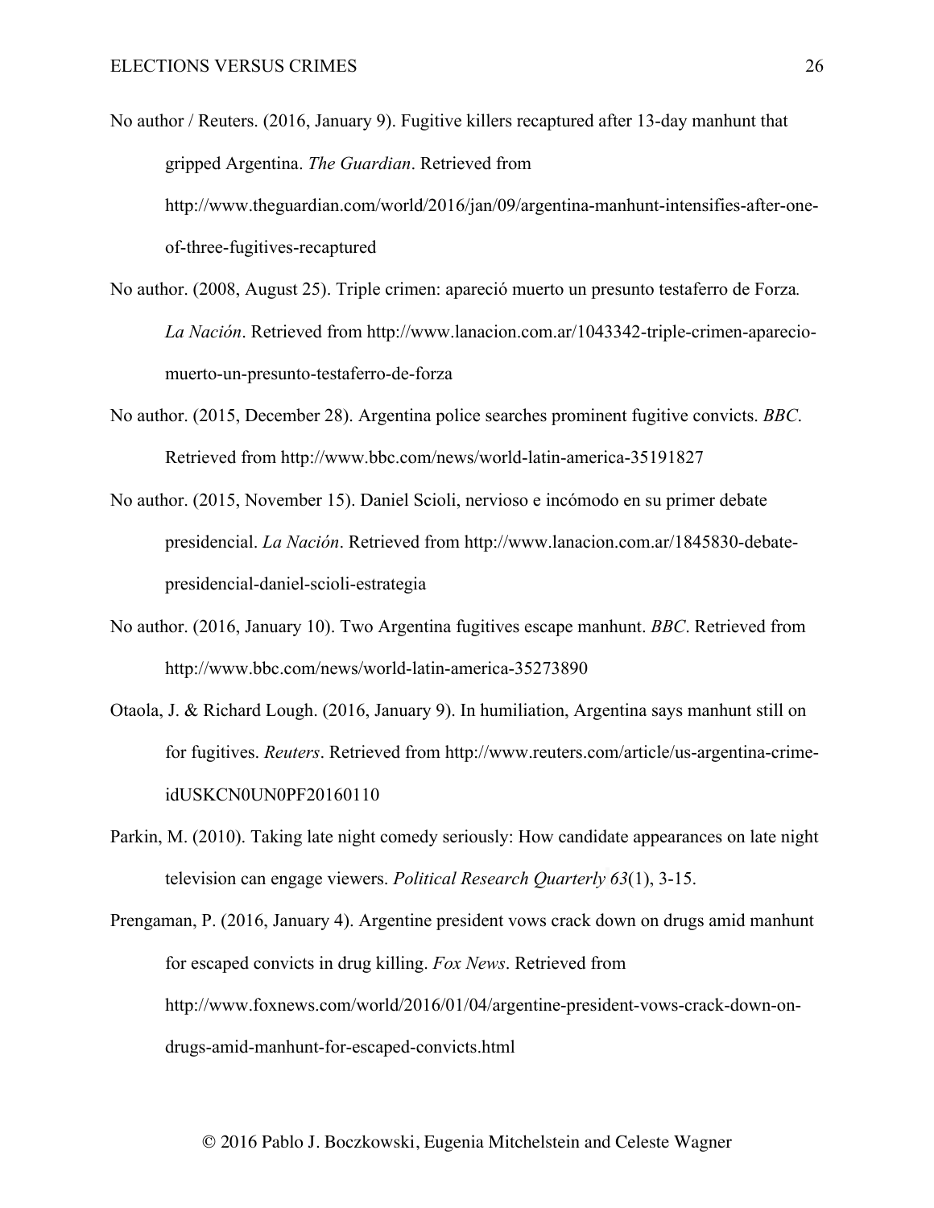No author / Reuters. (2016, January 9). Fugitive killers recaptured after 13-day manhunt that gripped Argentina. *The Guardian*. Retrieved from http://www.theguardian.com/world/2016/jan/09/argentina-manhunt-intensifies-after-one-of-three-fugitives-recaptured

No author. (2008, August 25). Triple crimen: apareció muerto un presunto testaferro de Forza*.* *La Nación*. Retrieved from http://www.lanacion.com.ar/1043342-triple-crimen-aparecio-muerto-un-presunto-testaferro-de-forza

No author. (2015, December 28). Argentina police searches prominent fugitive convicts. *BBC*. Retrieved from http://www.bbc.com/news/world-latin-america-35191827

No author. (2015, November 15). Daniel Scioli, nervioso e incómodo en su primer debate presidencial. *La Nación*. Retrieved from http://www.lanacion.com.ar/1845830-debate-presidencial-daniel-scioli-estrategia

No author. (2016, January 10). Two Argentina fugitives escape manhunt. *BBC*. Retrieved from http://www.bbc.com/news/world-latin-america-35273890

Otaola, J. & Richard Lough. (2016, January 9). In humiliation, Argentina says manhunt still on for fugitives. *Reuters*. Retrieved from http://www.reuters.com/article/us-argentina-crime-idUSKCN0UN0PF20160110

Parkin, M. (2010). Taking late night comedy seriously: How candidate appearances on late night television can engage viewers. *Political Research Quarterly 63*(1), 3-15.

Prengaman, P. (2016, January 4). Argentine president vows crack down on drugs amid manhunt for escaped convicts in drug killing. *Fox News*. Retrieved from http://www.foxnews.com/world/2016/01/04/argentine-president-vows-crack-down-on-drugs-amid-manhunt-for-escaped-convicts.html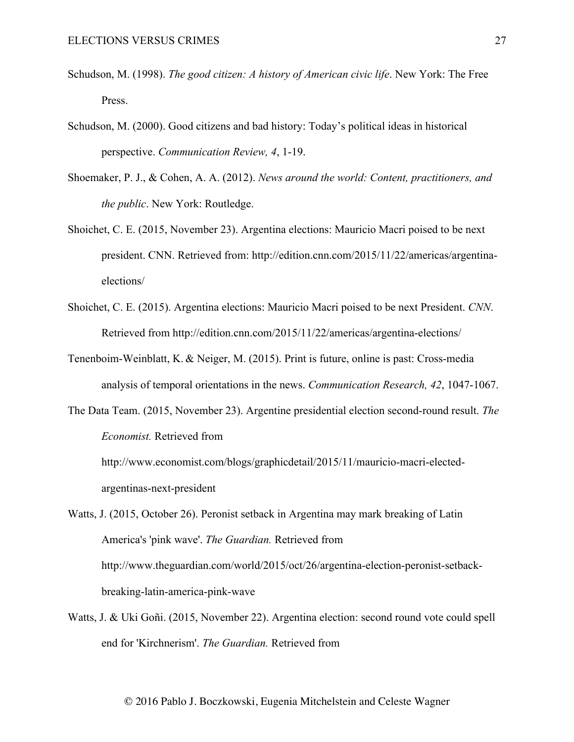Schudson, M. (1998). *The good citizen: A history of American civic life*. New York: The Free Press.

Schudson, M. (2000). Good citizens and bad history: Today's political ideas in historical perspective. *Communication Review, 4*, 1-19.

Shoemaker, P. J., & Cohen, A. A. (2012). *News around the world: Content, practitioners, and the public*. New York: Routledge.

Shoichet, C. E. (2015, November 23). Argentina elections: Mauricio Macri poised to be next president. CNN. Retrieved from: http://edition.cnn.com/2015/11/22/americas/argentina-elections/

Shoichet, C. E. (2015). Argentina elections: Mauricio Macri poised to be next President. *CNN*. Retrieved from http://edition.cnn.com/2015/11/22/americas/argentina-elections/

Tenenboim-Weinblatt, K. & Neiger, M. (2015). Print is future, online is past: Cross-media analysis of temporal orientations in the news. *Communication Research, 42*, 1047-1067.

The Data Team. (2015, November 23). Argentine presidential election second-round result. *The Economist.* Retrieved from http://www.economist.com/blogs/graphicdetail/2015/11/mauricio-macri-elected-argentinas-next-president

Watts, J. (2015, October 26). Peronist setback in Argentina may mark breaking of Latin America's 'pink wave'. *The Guardian.* Retrieved from http://www.theguardian.com/world/2015/oct/26/argentina-election-peronist-setback-breaking-latin-america-pink-wave

Watts, J. & Uki Goñi. (2015, November 22). Argentina election: second round vote could spell end for 'Kirchnerism'. *The Guardian.* Retrieved from

© 2016 Pablo J. Boczkowski, Eugenia Mitchelstein and Celeste Wagner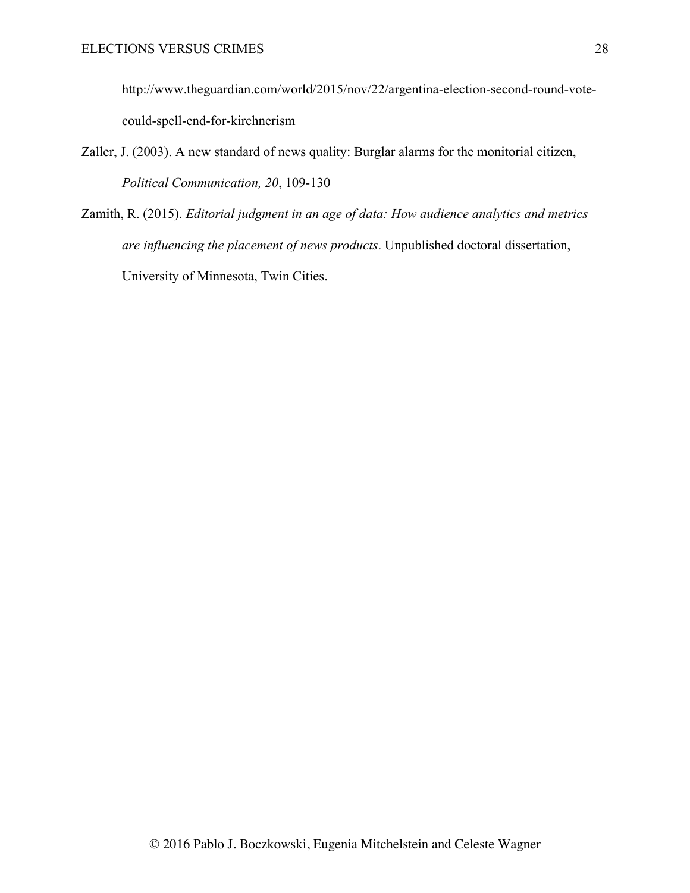http://www.theguardian.com/world/2015/nov/22/argentina-election-second-round-vote-could-spell-end-for-kirchnerism

Zaller, J. (2003). A new standard of news quality: Burglar alarms for the monitorial citizen, *Political Communication, 20*, 109-130

Zamith, R. (2015). *Editorial judgment in an age of data: How audience analytics and metrics are influencing the placement of news products*. Unpublished doctoral dissertation, University of Minnesota, Twin Cities.

© 2016 Pablo J. Boczkowski, Eugenia Mitchelstein and Celeste Wagner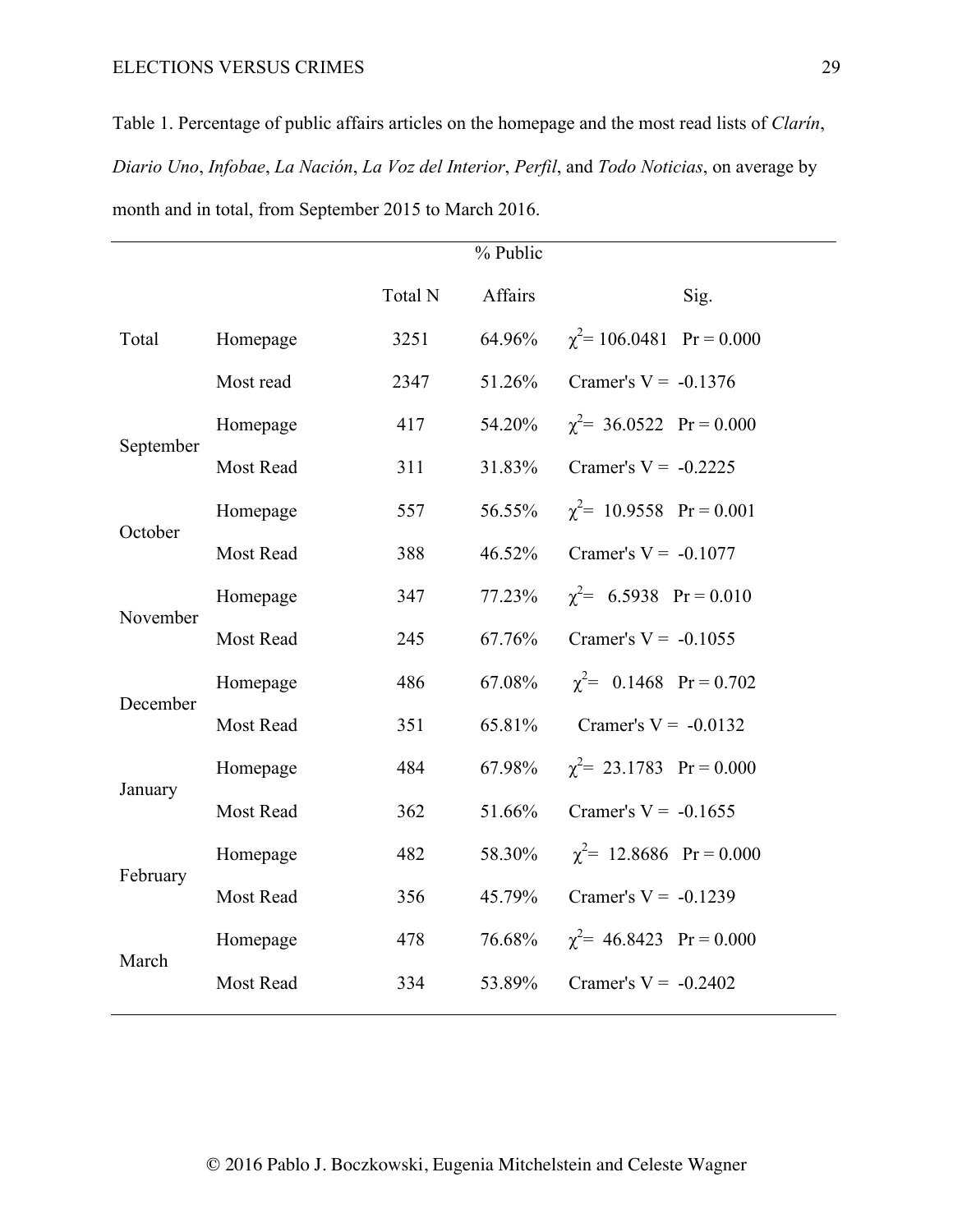Table 1. Percentage of public affairs articles on the homepage and the most read lists of *Clarín*, *Diario Uno*, *Infobae*, *La Nación*, *La Voz del Interior*, *Perfil*, and *Todo Noticias*, on average by month and in total, from September 2015 to March 2016.

| | | Total N | % Public Affairs | Sig. |
|---|---|---|---|---|
| Total | Homepage | 3251 | 64.96% | $\chi^2$= 106.0481 Pr = 0.000 |
| | Most read | 2347 | 51.26% | Cramer's V = -0.1376 |
| September | Homepage | 417 | 54.20% | $\chi^2$= 36.0522 Pr = 0.000 |
| | Most Read | 311 | 31.83% | Cramer's V = -0.2225 |
| October | Homepage | 557 | 56.55% | $\chi^2$= 10.9558 Pr = 0.001 |
| | Most Read | 388 | 46.52% | Cramer's V = -0.1077 |
| November | Homepage | 347 | 77.23% | $\chi^2$= 6.5938 Pr = 0.010 |
| | Most Read | 245 | 67.76% | Cramer's V = -0.1055 |
| December | Homepage | 486 | 67.08% | $\chi^2$= 0.1468 Pr = 0.702 |
| | Most Read | 351 | 65.81% | Cramer's V = -0.0132 |
| January | Homepage | 484 | 67.98% | $\chi^2$= 23.1783 Pr = 0.000 |
| | Most Read | 362 | 51.66% | Cramer's V = -0.1655 |
| February | Homepage | 482 | 58.30% | $\chi^2$= 12.8686 Pr = 0.000 |
| | Most Read | 356 | 45.79% | Cramer's V = -0.1239 |
| March | Homepage | 478 | 76.68% | $\chi^2$= 46.8423 Pr = 0.000 |
| | Most Read | 334 | 53.89% | Cramer's V = -0.2402 |

© 2016 Pablo J. Boczkowski, Eugenia Mitchelstein and Celeste Wagner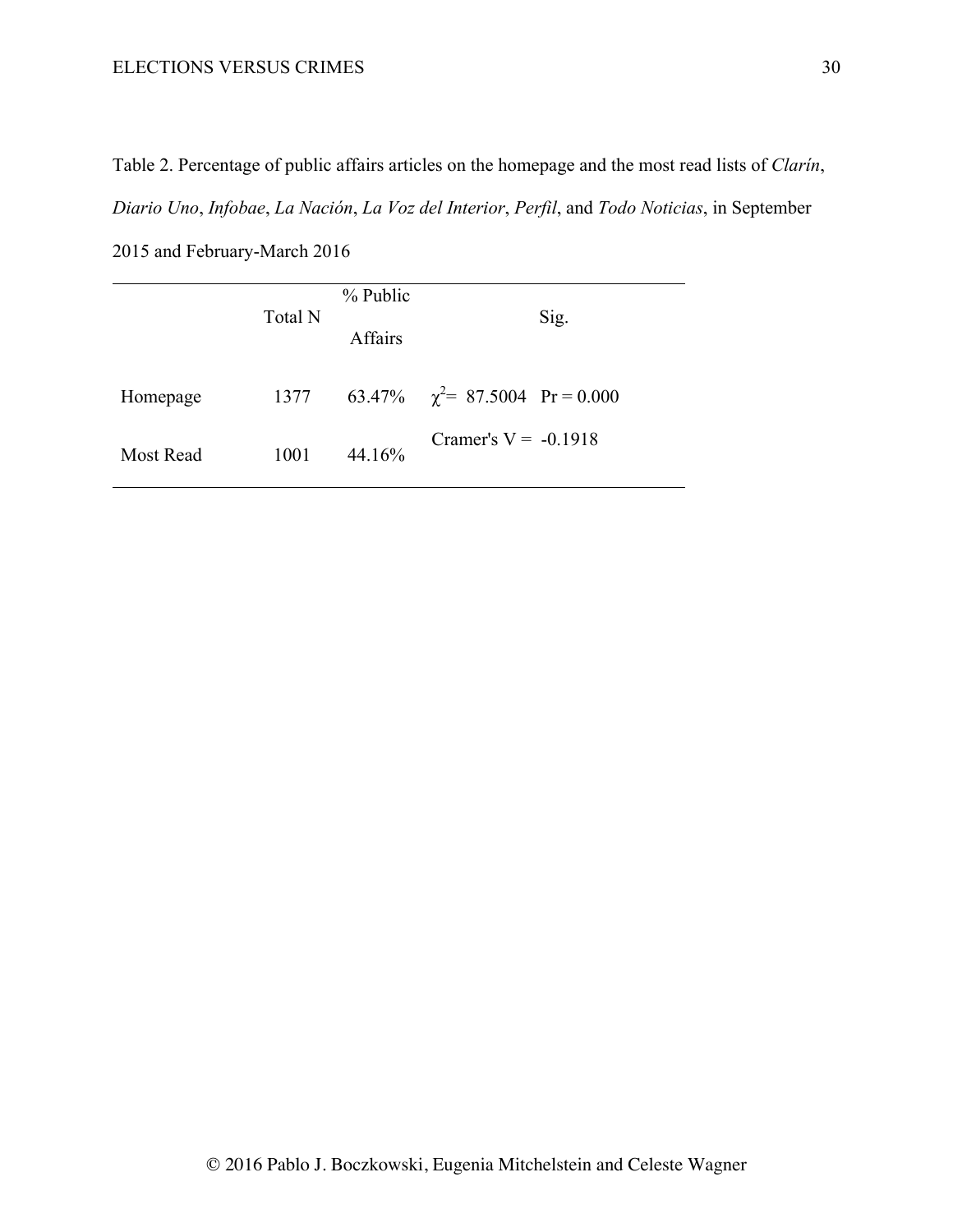Table 2. Percentage of public affairs articles on the homepage and the most read lists of *Clarín*, *Diario Uno*, *Infobae*, *La Nación*, *La Voz del Interior*, *Perfil*, and *Todo Noticias*, in September 2015 and February-March 2016

| | Total N | % Public Affairs | Sig. |
|---|---|---|---|
| Homepage | 1377 | 63.47% | $\chi^2$= 87.5004 Pr = 0.000 |
| Most Read | 1001 | 44.16% | Cramer's V = -0.1918 |

© 2016 Pablo J. Boczkowski, Eugenia Mitchelstein and Celeste Wagner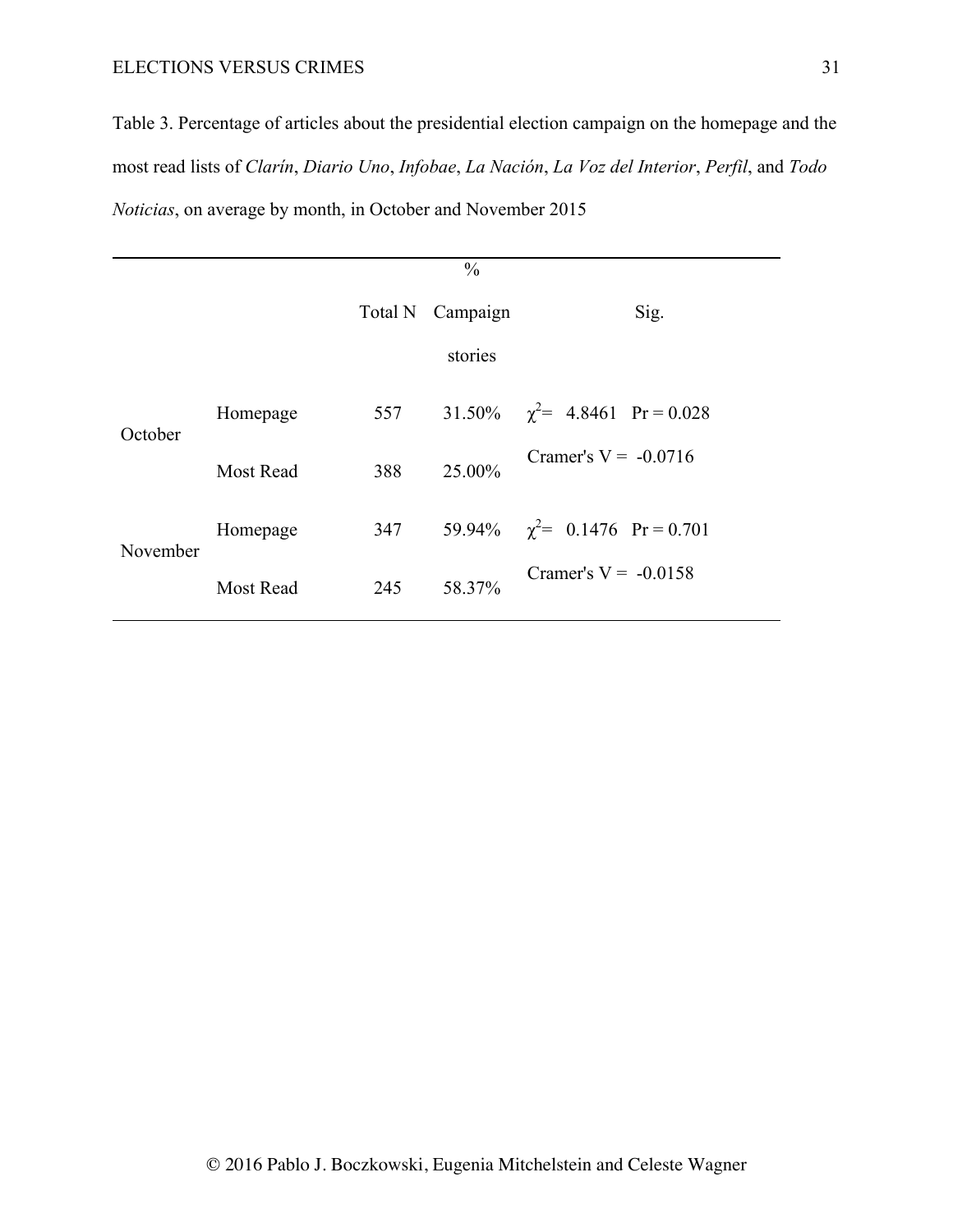Table 3. Percentage of articles about the presidential election campaign on the homepage and the most read lists of *Clarín*, *Diario Uno*, *Infobae*, *La Nación*, *La Voz del Interior*, *Perfil*, and *Todo Noticias*, on average by month, in October and November 2015

| | | Total N | % Campaign stories | Sig. |
|---|---|---|---|---|
| October | Homepage | 557 | 31.50% | $\chi^2$= 4.8461 Pr = 0.028 |
| | Most Read | 388 | 25.00% | Cramer's V = -0.0716 |
| November | Homepage | 347 | 59.94% | $\chi^2$= 0.1476 Pr = 0.701 |
| | Most Read | 245 | 58.37% | Cramer's V = -0.0158 |

© 2016 Pablo J. Boczkowski, Eugenia Mitchelstein and Celeste Wagner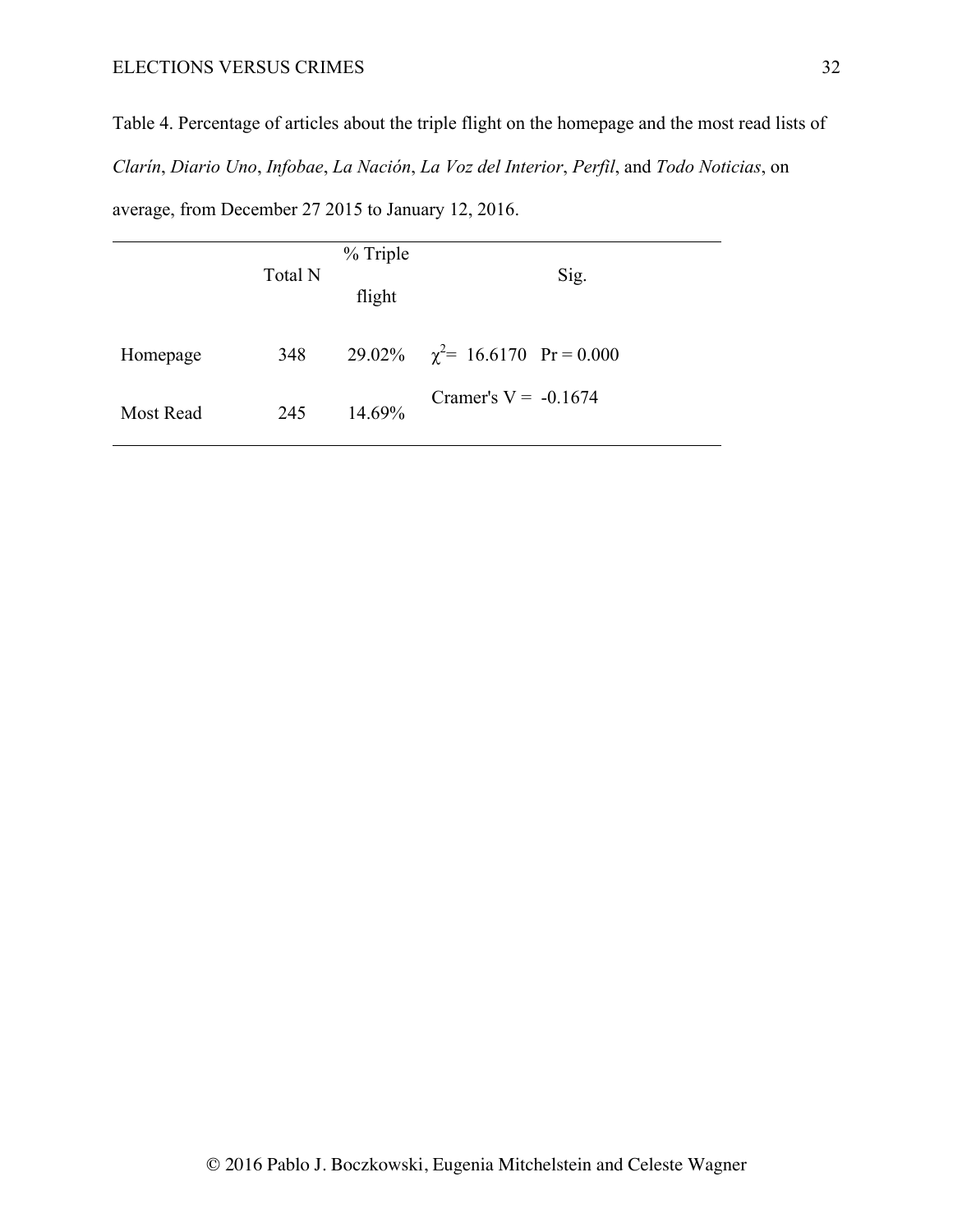Table 4. Percentage of articles about the triple flight on the homepage and the most read lists of *Clarín*, *Diario Uno*, *Infobae*, *La Nación*, *La Voz del Interior*, *Perfil*, and *Todo Noticias*, on average, from December 27 2015 to January 12, 2016.

| | Total N | % Triple flight | Sig. |
|---|---|---|---|
| Homepage | 348 | 29.02% | $\chi^2$= 16.6170 Pr = 0.000 |
| Most Read | 245 | 14.69% | Cramer's V = -0.1674 |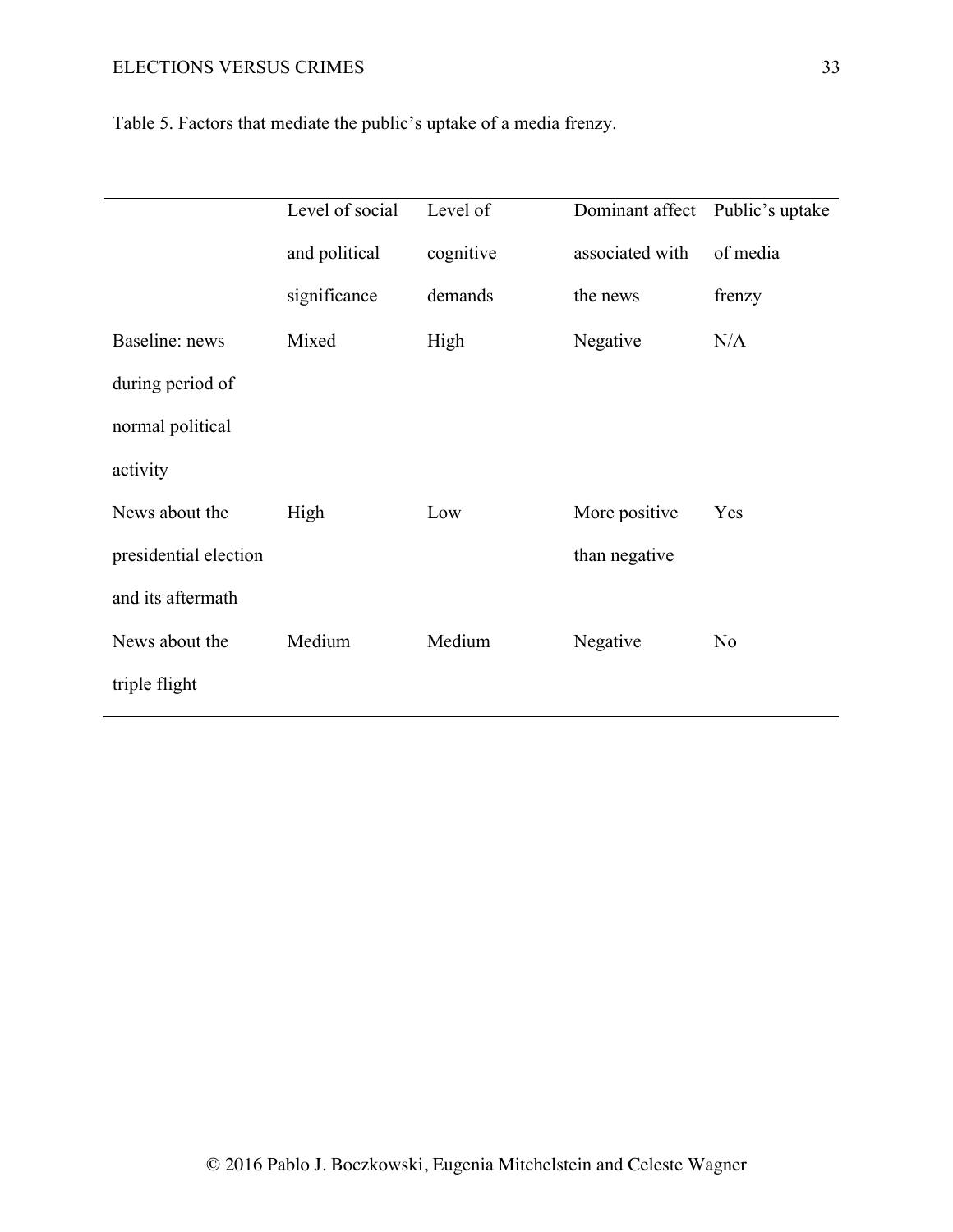Table 5. Factors that mediate the public's uptake of a media frenzy.

| | Level of social and political significance | Level of cognitive demands | Dominant affect associated with the news | Public's uptake of media frenzy |
|---|---|---|---|---|
| Baseline: news during period of normal political activity | Mixed | High | Negative | N/A |
| News about the presidential election and its aftermath | High | Low | More positive than negative | Yes |
| News about the triple flight | Medium | Medium | Negative | No |

© 2016 Pablo J. Boczkowski, Eugenia Mitchelstein and Celeste Wagner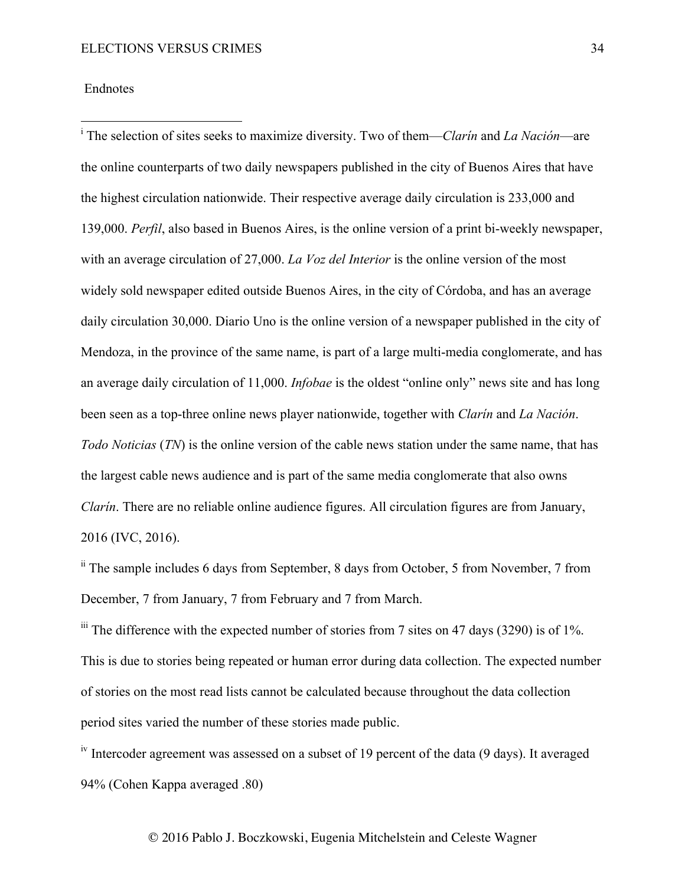Endnotes

[i] The selection of sites seeks to maximize diversity. Two of them—*Clarín* and *La Nación*—are the online counterparts of two daily newspapers published in the city of Buenos Aires that have the highest circulation nationwide. Their respective average daily circulation is 233,000 and 139,000. *Perfil*, also based in Buenos Aires, is the online version of a print bi-weekly newspaper, with an average circulation of 27,000. *La Voz del Interior* is the online version of the most widely sold newspaper edited outside Buenos Aires, in the city of Córdoba, and has an average daily circulation 30,000. Diario Uno is the online version of a newspaper published in the city of Mendoza, in the province of the same name, is part of a large multi-media conglomerate, and has an average daily circulation of 11,000. *Infobae* is the oldest "online only" news site and has long been seen as a top-three online news player nationwide, together with *Clarín* and *La Nación*. *Todo Noticias* (*TN*) is the online version of the cable news station under the same name, that has the largest cable news audience and is part of the same media conglomerate that also owns *Clarín*. There are no reliable online audience figures. All circulation figures are from January, 2016 (IVC, 2016).

[ii] The sample includes 6 days from September, 8 days from October, 5 from November, 7 from December, 7 from January, 7 from February and 7 from March.

[iii] The difference with the expected number of stories from 7 sites on 47 days (3290) is of 1%. This is due to stories being repeated or human error during data collection. The expected number of stories on the most read lists cannot be calculated because throughout the data collection period sites varied the number of these stories made public.

[iv] Intercoder agreement was assessed on a subset of 19 percent of the data (9 days). It averaged 94% (Cohen Kappa averaged .80)

© 2016 Pablo J. Boczkowski, Eugenia Mitchelstein and Celeste Wagner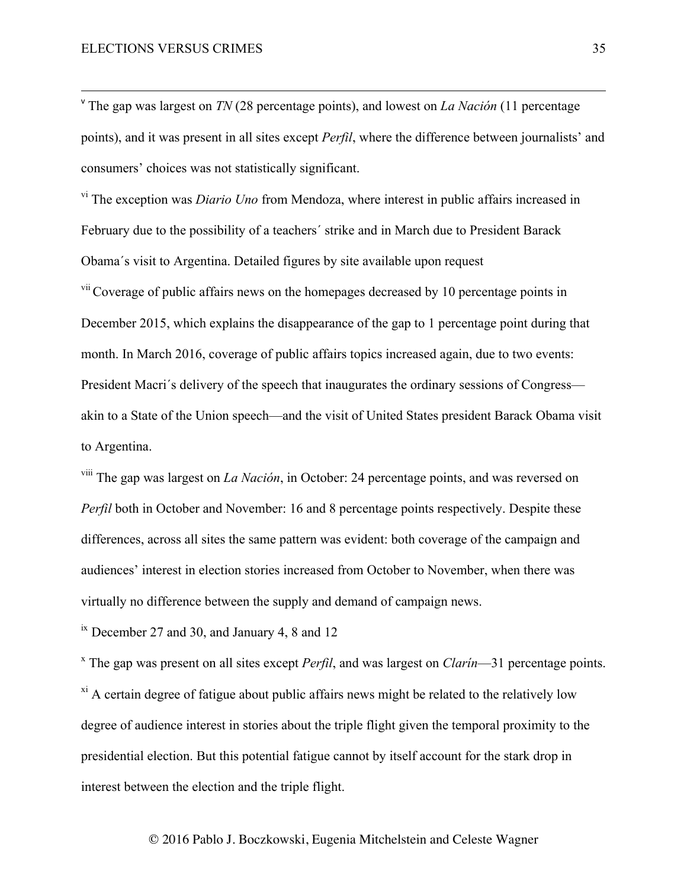[v] The gap was largest on *TN* (28 percentage points), and lowest on *La Nación* (11 percentage points), and it was present in all sites except *Perfil*, where the difference between journalists' and consumers' choices was not statistically significant.

[vi] The exception was *Diario Uno* from Mendoza, where interest in public affairs increased in February due to the possibility of a teachers´ strike and in March due to President Barack Obama´s visit to Argentina. Detailed figures by site available upon request

[vii] Coverage of public affairs news on the homepages decreased by 10 percentage points in December 2015, which explains the disappearance of the gap to 1 percentage point during that month. In March 2016, coverage of public affairs topics increased again, due to two events: President Macri´s delivery of the speech that inaugurates the ordinary sessions of Congress—akin to a State of the Union speech—and the visit of United States president Barack Obama visit to Argentina.

[viii] The gap was largest on *La Nación*, in October: 24 percentage points, and was reversed on *Perfil* both in October and November: 16 and 8 percentage points respectively. Despite these differences, across all sites the same pattern was evident: both coverage of the campaign and audiences' interest in election stories increased from October to November, when there was virtually no difference between the supply and demand of campaign news.

[ix] December 27 and 30, and January 4, 8 and 12

[x] The gap was present on all sites except *Perfil*, and was largest on *Clarín*—31 percentage points.

[xi] A certain degree of fatigue about public affairs news might be related to the relatively low degree of audience interest in stories about the triple flight given the temporal proximity to the presidential election. But this potential fatigue cannot by itself account for the stark drop in interest between the election and the triple flight.

© 2016 Pablo J. Boczkowski, Eugenia Mitchelstein and Celeste Wagner